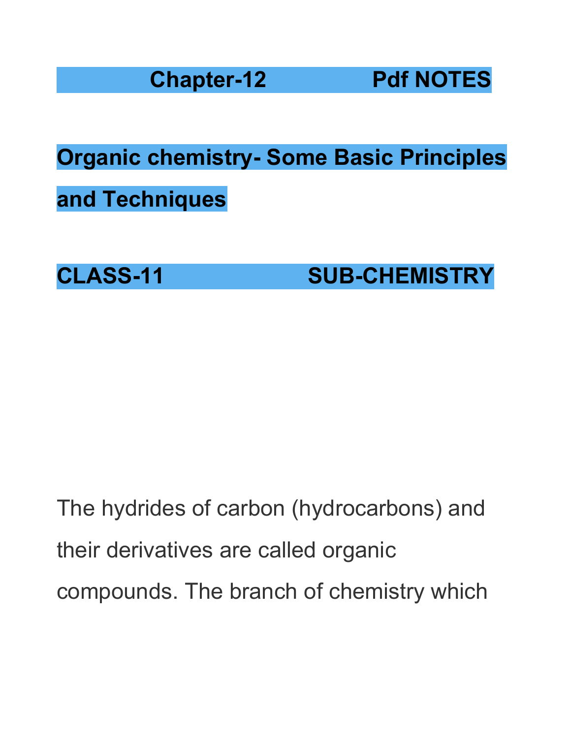**Chapter-12 Pdf NOTES**

# Organic chemistry- Some Basic Principles and Techniques

**CLASS-11 SUB-CHEMISTRY**

The hydrides of carbon (hydrocarbons) and their derivatives are called organic compounds. The branch of chemistry which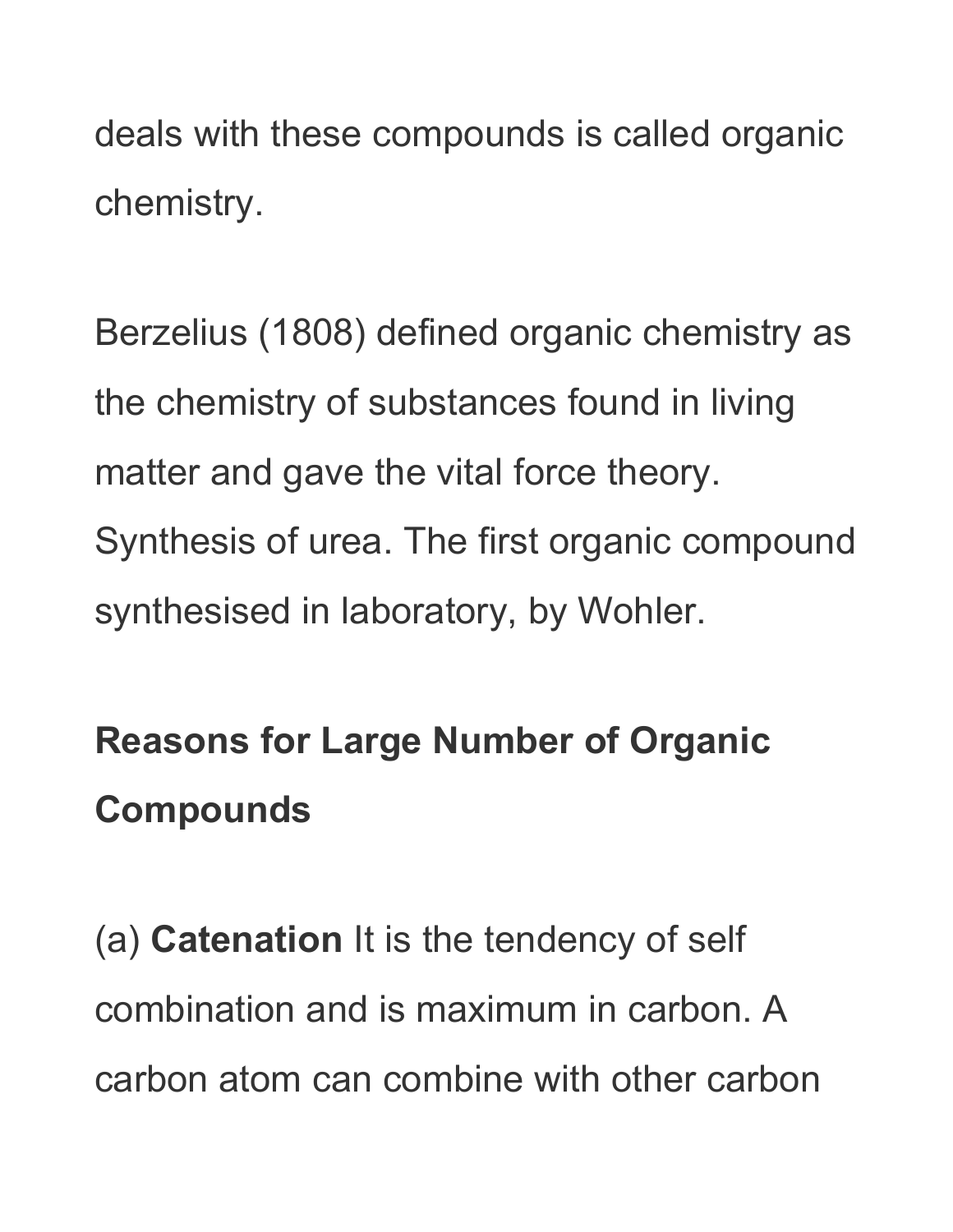deals with these compounds is called organic chemistry.

Berzelius (1808) defined organic chemistry as the chemistry of substances found in living matter and gave the vital force theory. Synthesis of urea. The first organic compound synthesised in laboratory, by Wohler.

## Reasons for Large Number of Organic Compounds

(a) **Catenation** It is the tendency of self combination and is maximum in carbon. A carbon atom can combine with other carbon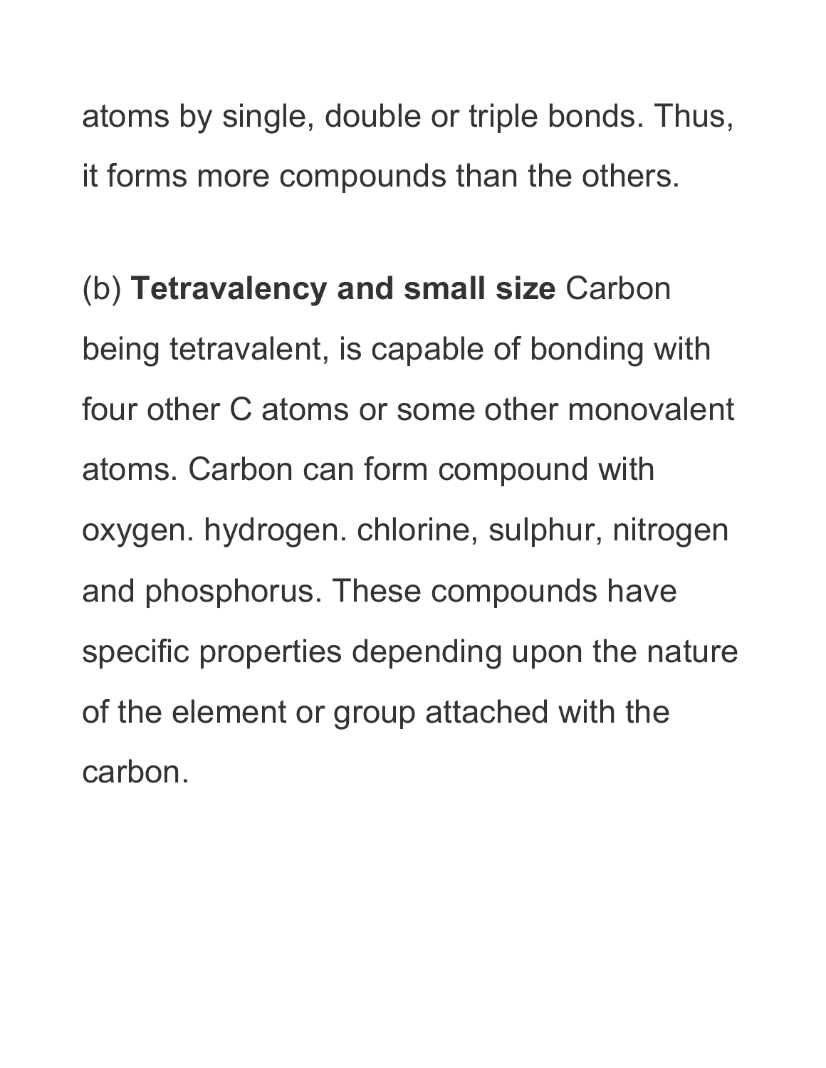atoms by single, double or triple bonds. Thus, it forms more compounds than the others.

(b) **Tetravalency and small size** Carbon being tetravalent, is capable of bonding with four other C atoms or some other monovalent atoms. Carbon can form compound with oxygen. hydrogen. chlorine, sulphur, nitrogen and phosphorus. These compounds have specific properties depending upon the nature of the element or group attached with the carbon.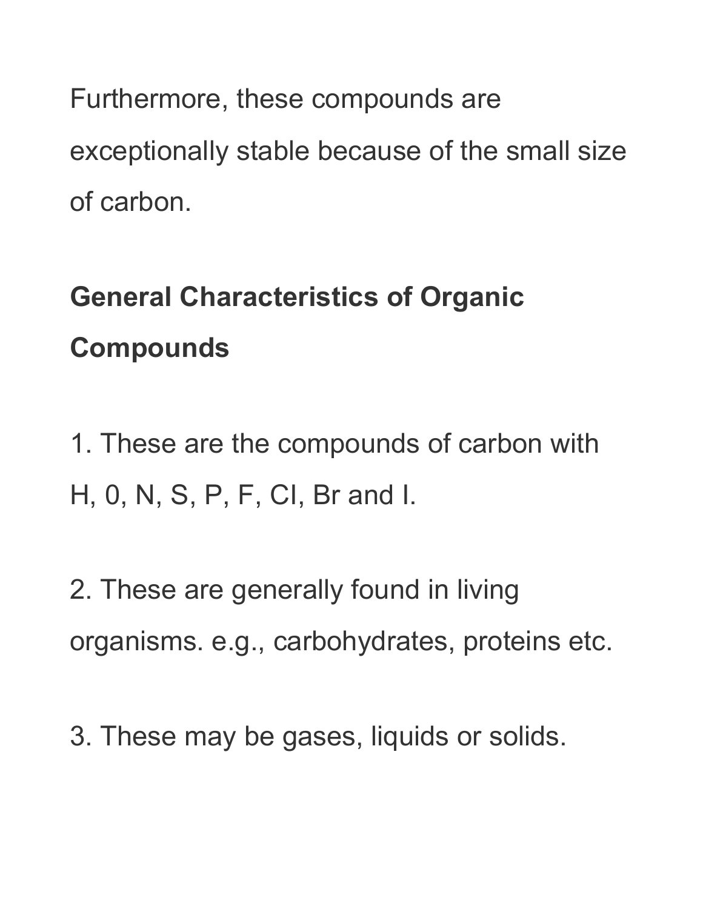Furthermore, these compounds are exceptionally stable because of the small size of carbon.

## General Characteristics of Organic Compounds

1. These are the compounds of carbon with H, 0, N, S, P, F, Cl, Br and I.

2. These are generally found in living organisms. e.g., carbohydrates, proteins etc.

3. These may be gases, liquids or solids.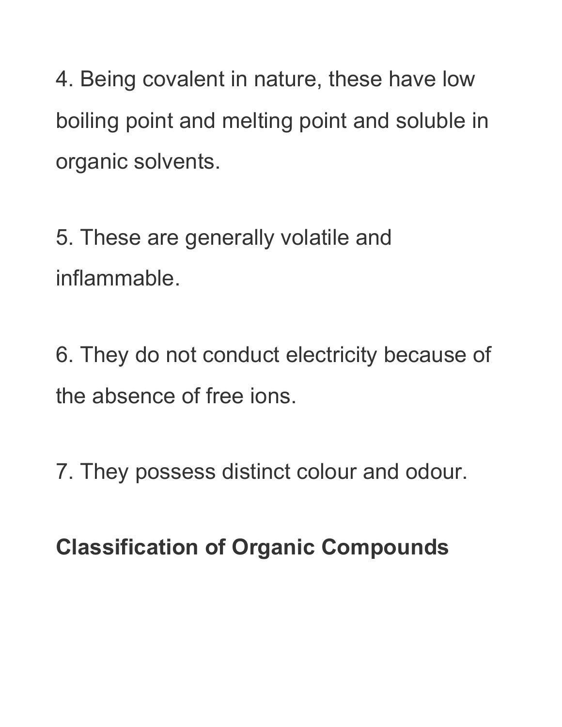4. Being covalent in nature, these have low boiling point and melting point and soluble in organic solvents.

5. These are generally volatile and inflammable.

6. They do not conduct electricity because of the absence of free ions.

7. They possess distinct colour and odour.

**Classification of Organic Compounds**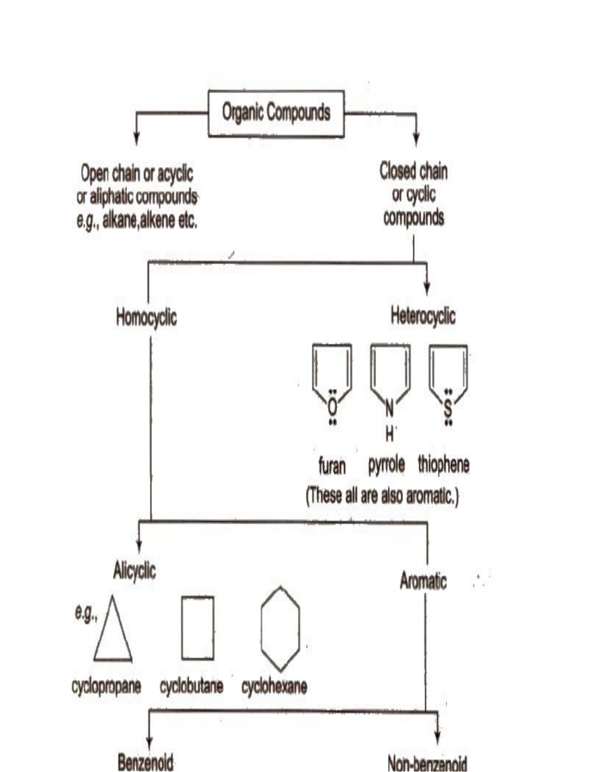Organic Compounds

- Open chain or acyclic or aliphatic compounds *e.g.*, alkane, alkene etc.
- Closed chain or cyclic compounds
  - Homocyclic
    - Alicyclic
      - *e.g.*, cyclopropane, cyclobutane, cyclohexane
    - Aromatic
      - Benzenoid
      - Non-benzenoid
  - Heterocyclic
    - furan, pyrrole, thiophene
    - (These all are also aromatic.)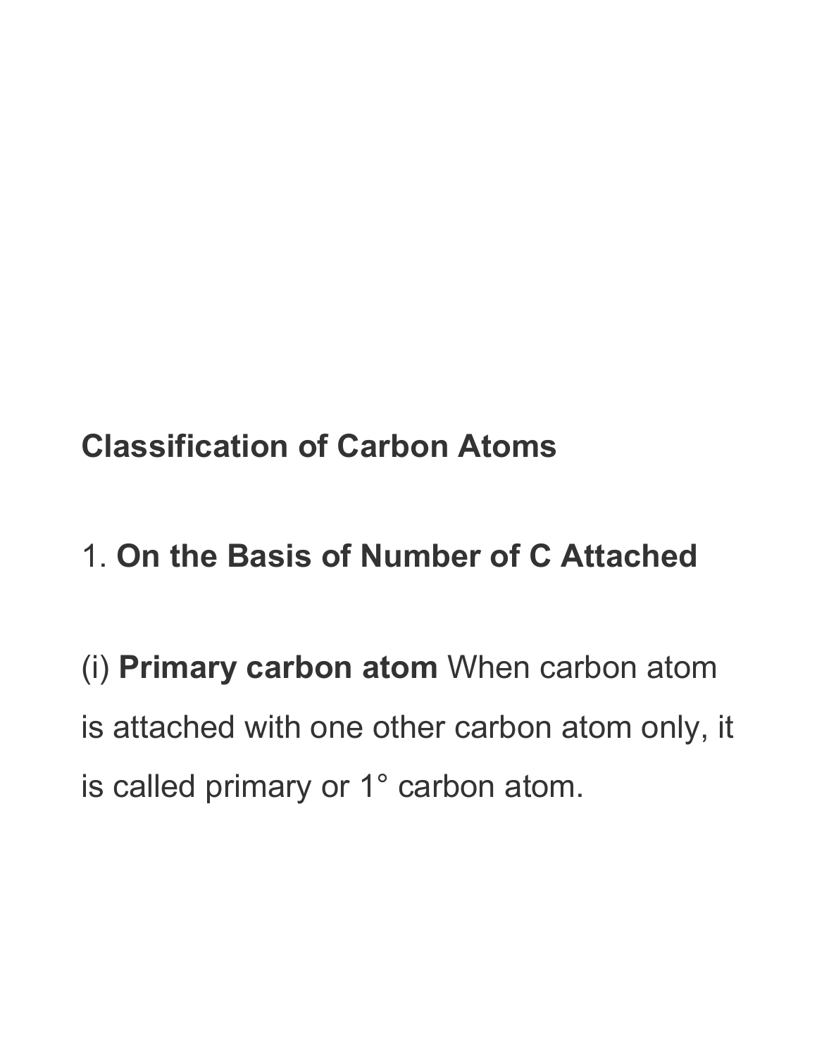## Classification of Carbon Atoms

### 1. **On the Basis of Number of C Attached**

(i) **Primary carbon atom** When carbon atom is attached with one other carbon atom only, it is called primary or 1° carbon atom.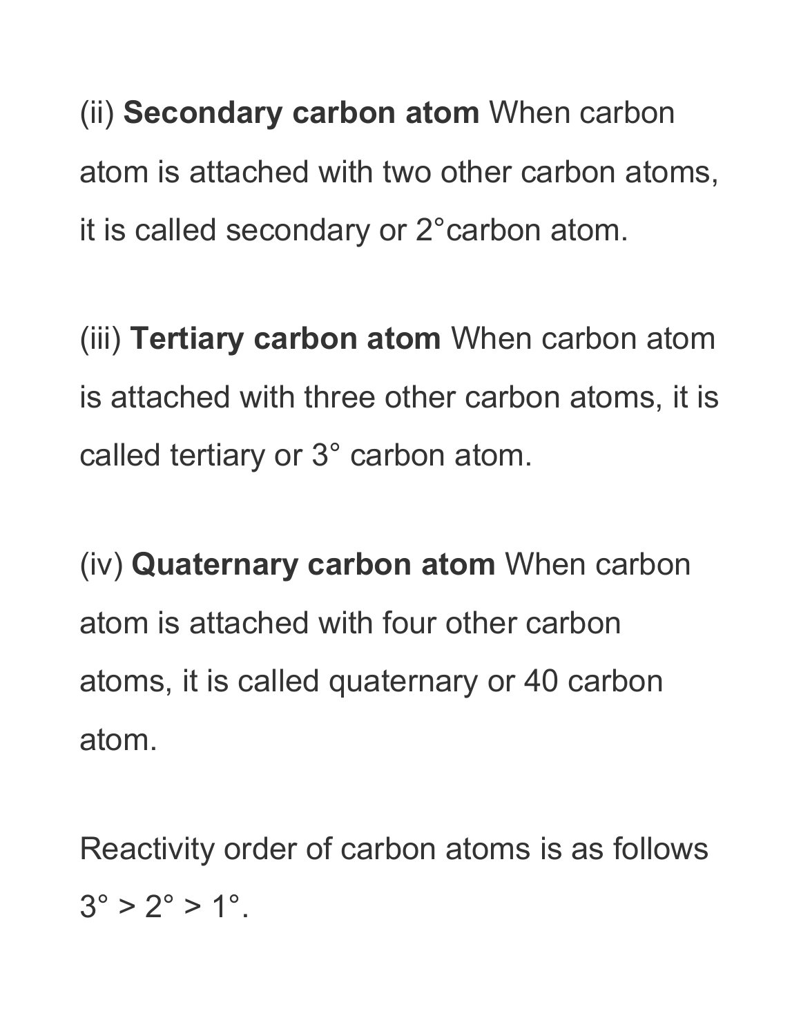(ii) **Secondary carbon atom** When carbon atom is attached with two other carbon atoms, it is called secondary or 2°carbon atom.

(iii) **Tertiary carbon atom** When carbon atom is attached with three other carbon atoms, it is called tertiary or 3° carbon atom.

(iv) **Quaternary carbon atom** When carbon atom is attached with four other carbon atoms, it is called quaternary or 40 carbon atom.

Reactivity order of carbon atoms is as follows 3° > 2° > 1°.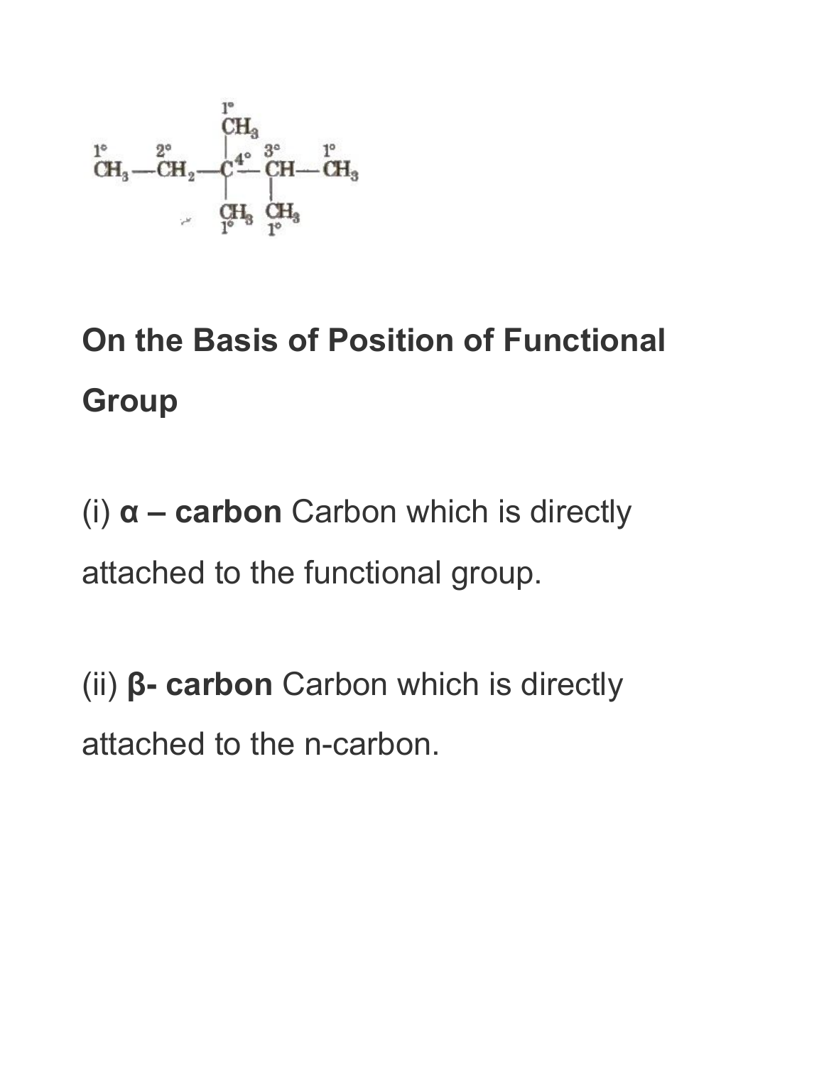```
              1°
              CH3
 1°      2°    |  4°  3°     1°
 CH3 — CH2 — C — CH — CH3
               |      |
              CH3    CH3
              1°     1°
```

**On the Basis of Position of Functional Group**

(i) **α – carbon** Carbon which is directly attached to the functional group.

(ii) **β- carbon** Carbon which is directly attached to the n-carbon.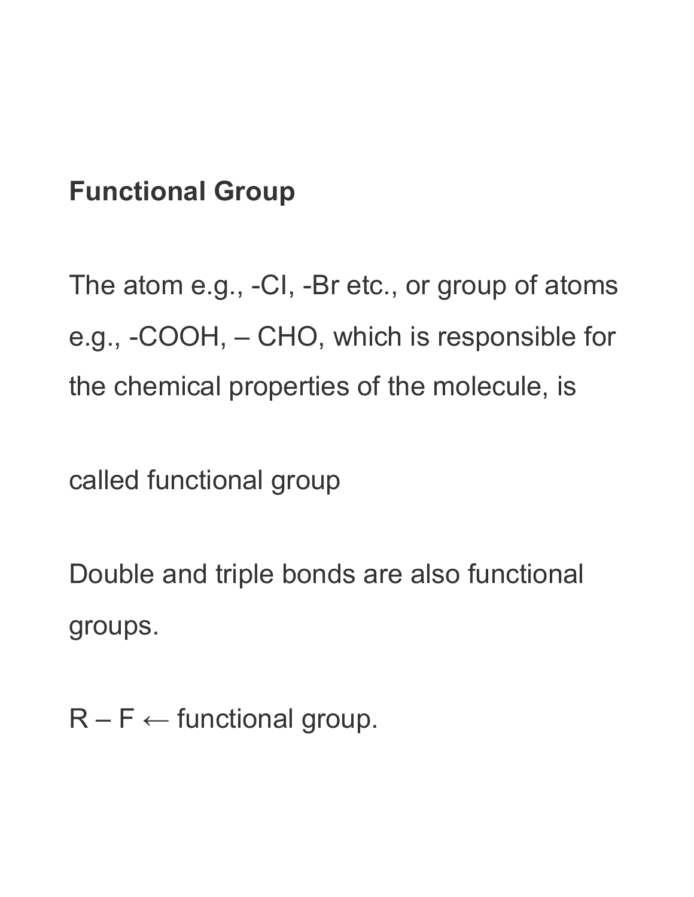**Functional Group**

The atom e.g., -Cl, -Br etc., or group of atoms e.g., -COOH, – CHO, which is responsible for the chemical properties of the molecule, is

called functional group

Double and triple bonds are also functional groups.

R – F ← functional group.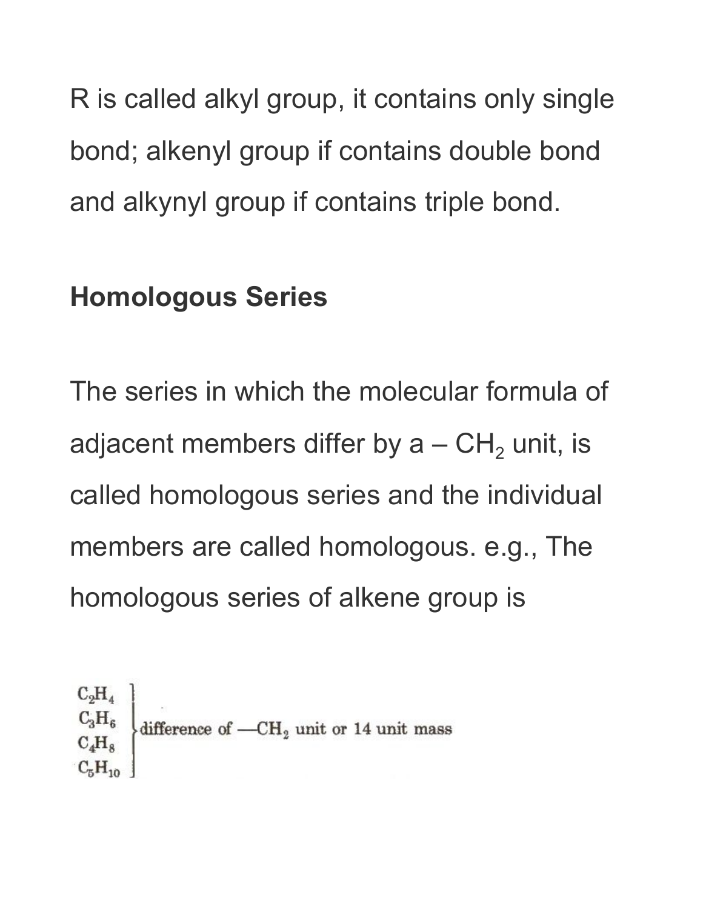R is called alkyl group, it contains only single bond; alkenyl group if contains double bond and alkynyl group if contains triple bond.

## Homologous Series

The series in which the molecular formula of adjacent members differ by a – $CH_2$ unit, is called homologous series and the individual members are called homologous. e.g., The homologous series of alkene group is

$$\left.\begin{array}{l} C_2H_4 \\ C_3H_6 \\ C_4H_8 \\ C_5H_{10} \end{array}\right\} \text{difference of } —CH_2 \text{ unit or 14 unit mass}$$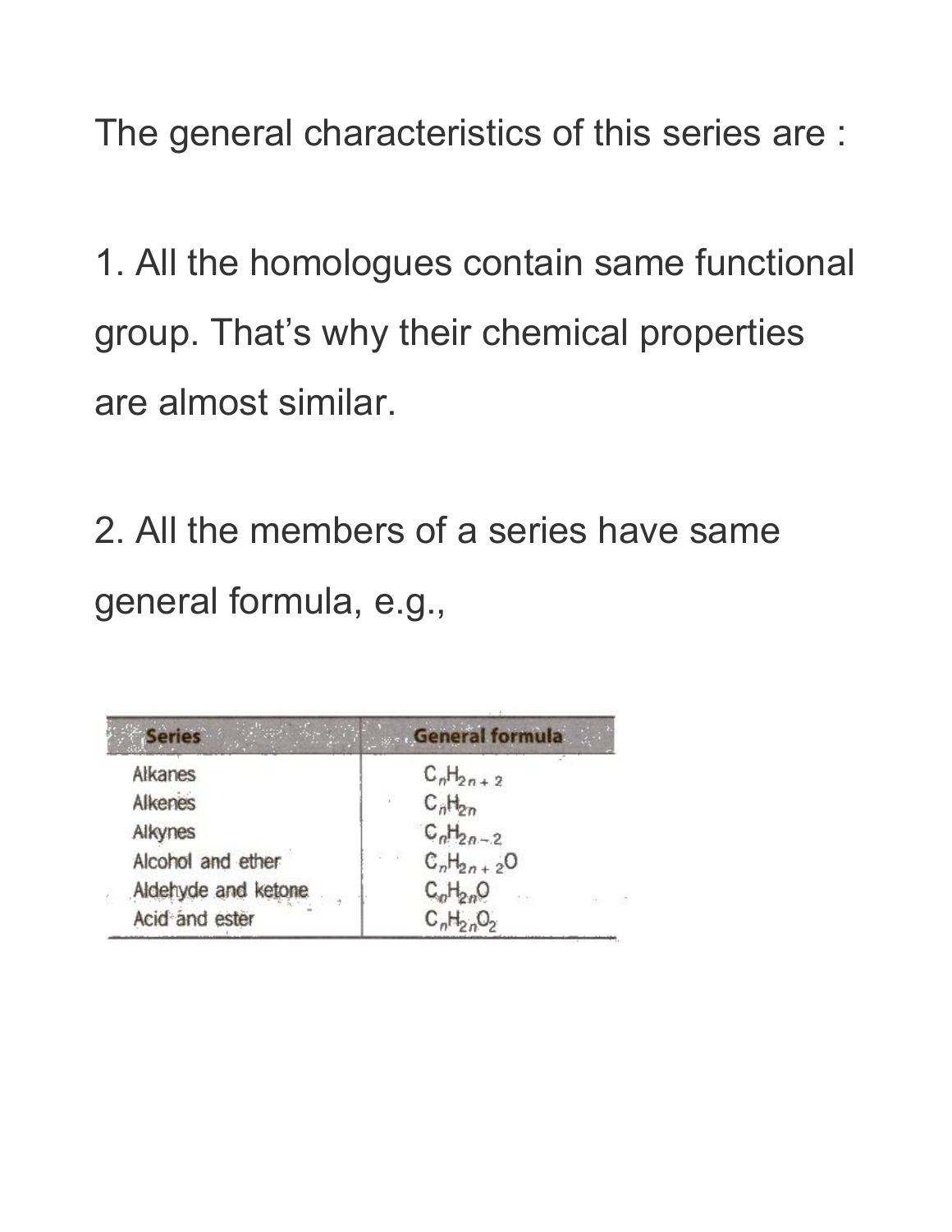The general characteristics of this series are :

1. All the homologues contain same functional group. That's why their chemical properties are almost similar.

2. All the members of a series have same general formula, e.g.,

| Series | General formula |
| --- | --- |
| Alkanes | $C_nH_{2n+2}$ |
| Alkenes | $C_nH_{2n}$ |
| Alkynes | $C_nH_{2n-2}$ |
| Alcohol and ether | $C_nH_{2n+2}O$ |
| Aldehyde and ketone | $C_nH_{2n}O$ |
| Acid and ester | $C_nH_{2n}O_2$ |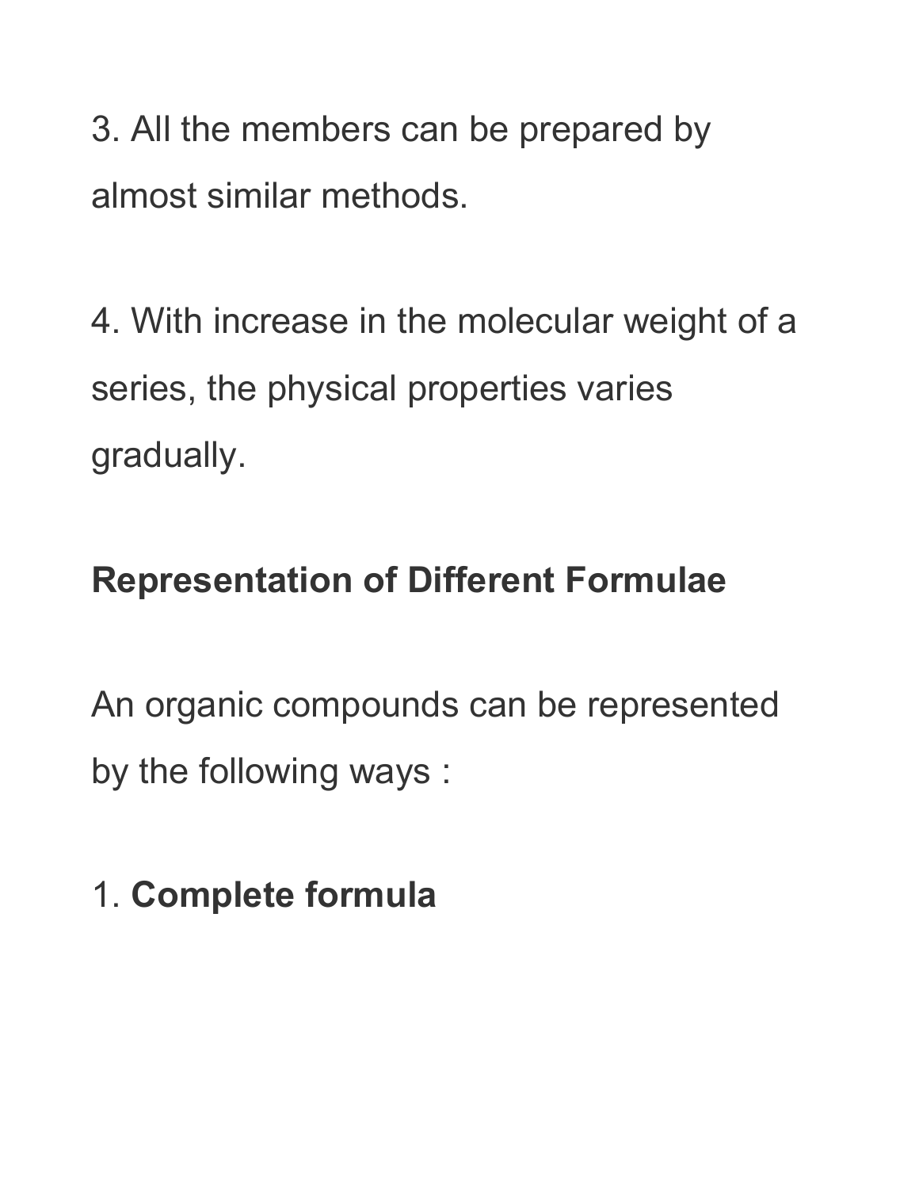3. All the members can be prepared by almost similar methods.

4. With increase in the molecular weight of a series, the physical properties varies gradually.

**Representation of Different Formulae**

An organic compounds can be represented by the following ways :

1. **Complete formula**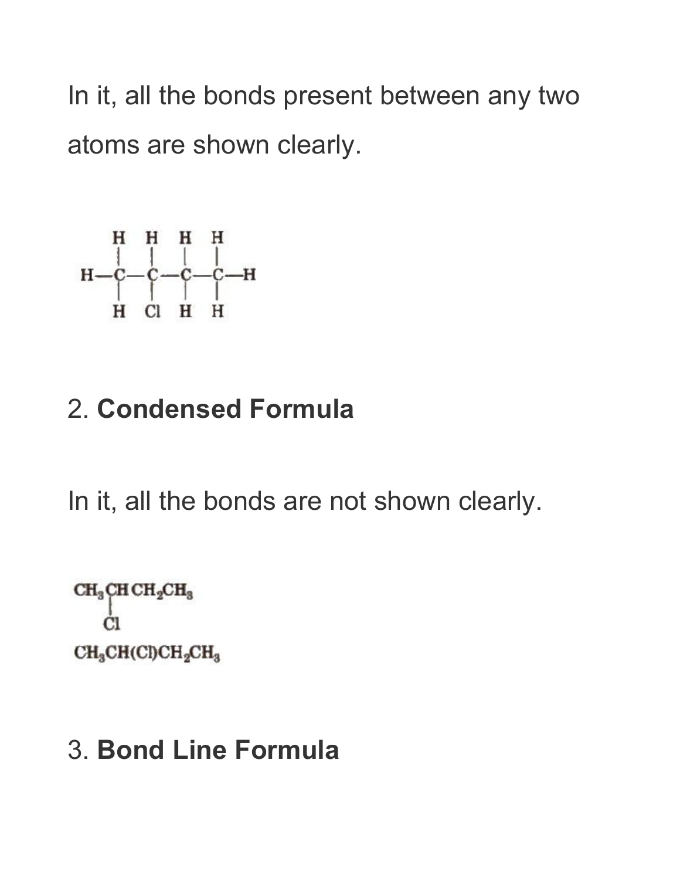In it, all the bonds present between any two atoms are shown clearly.

```
    H   H   H   H
    |   |   |   |
H — C — C — C — C — H
    |   |   |   |
    H   Cl  H   H
```

2. **Condensed Formula**

In it, all the bonds are not shown clearly.

```
CH3 CH CH2 CH3
    |
    Cl
```

$CH_3CH(Cl)CH_2CH_3$

3. **Bond Line Formula**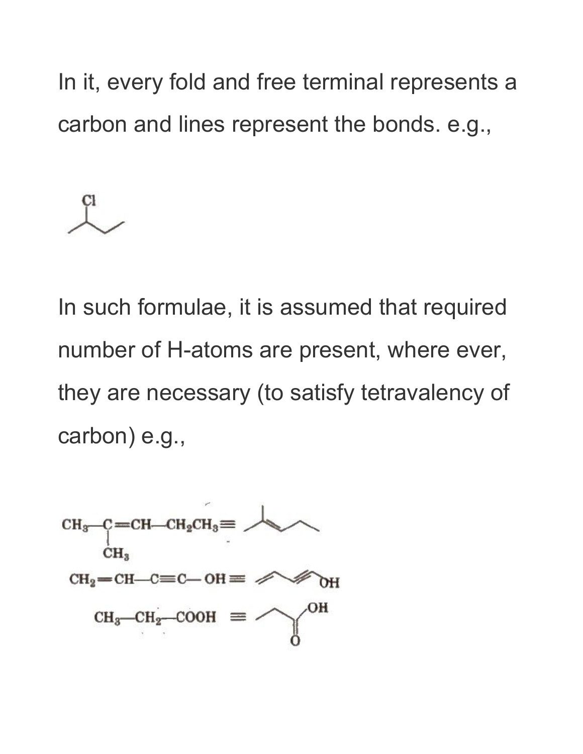In it, every fold and free terminal represents a carbon and lines represent the bonds. e.g.,

In such formulae, it is assumed that required number of H-atoms are present, where ever, they are necessary (to satisfy tetravalency of carbon) e.g.,

$CH_3—\underset{\underset{CH_3}{|}}{C}=CH—CH_2CH_3 \equiv$

$CH_2=CH—C\equiv C—OH \equiv$

$CH_3—CH_2—COOH \equiv$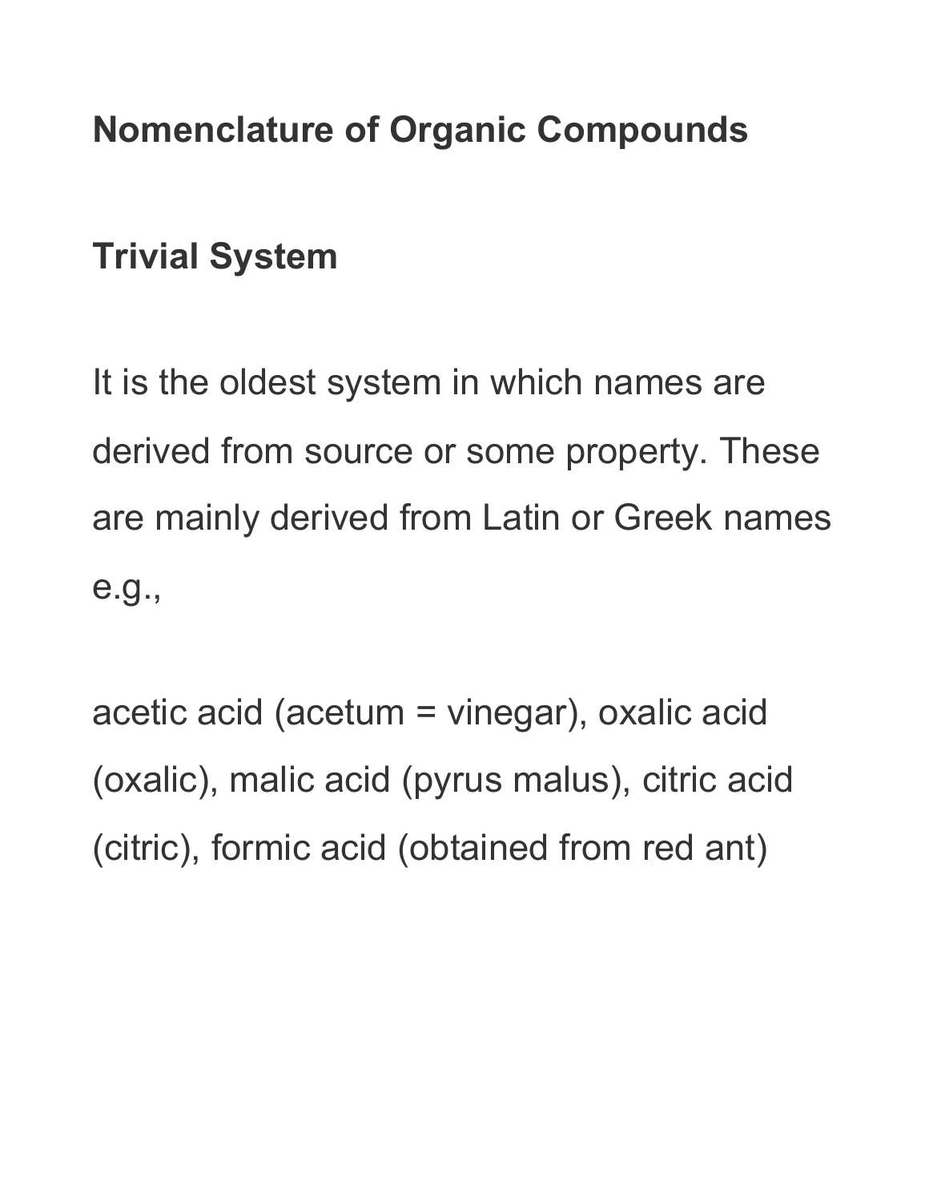## Nomenclature of Organic Compounds

### Trivial System

It is the oldest system in which names are derived from source or some property. These are mainly derived from Latin or Greek names e.g.,

acetic acid (acetum = vinegar), oxalic acid (oxalic), malic acid (pyrus malus), citric acid (citric), formic acid (obtained from red ant)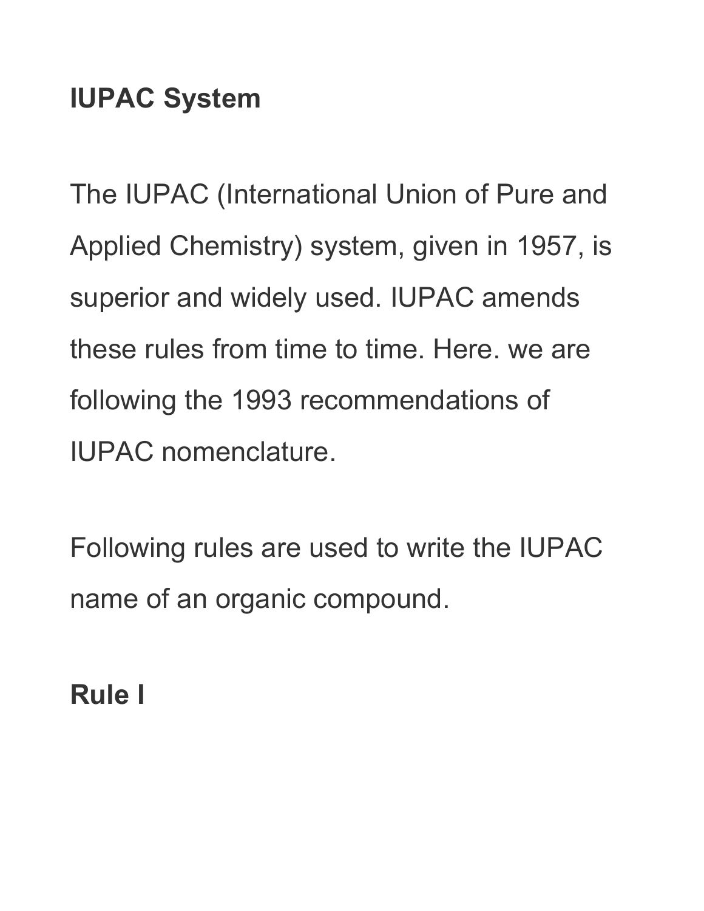## IUPAC System

The IUPAC (International Union of Pure and Applied Chemistry) system, given in 1957, is superior and widely used. IUPAC amends these rules from time to time. Here. we are following the 1993 recommendations of IUPAC nomenclature.

Following rules are used to write the IUPAC name of an organic compound.

### Rule I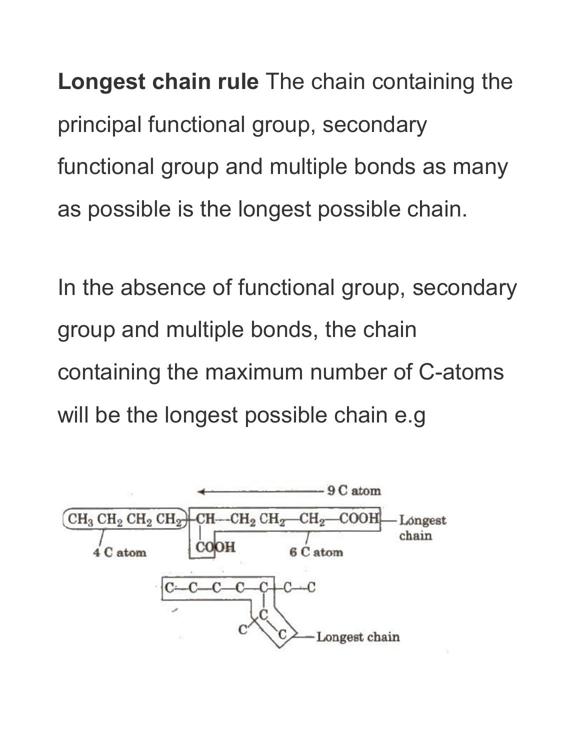**Longest chain rule** The chain containing the principal functional group, secondary functional group and multiple bonds as many as possible is the longest possible chain.

In the absence of functional group, secondary group and multiple bonds, the chain containing the maximum number of C-atoms will be the longest possible chain e.g

$$\underbrace{CH_3\,CH_2\,CH_2\,CH_2}_{4\text{ C atom}}-\underset{\substack{|\\ COOH}}{CH}-\underbrace{CH_2\,CH_2-CH_2-COOH}_{6\text{ C atom}}$$

9 C atom — Longest chain

C—C—C—C—C—C—C (with branch C—C—C from the fifth carbon) — Longest chain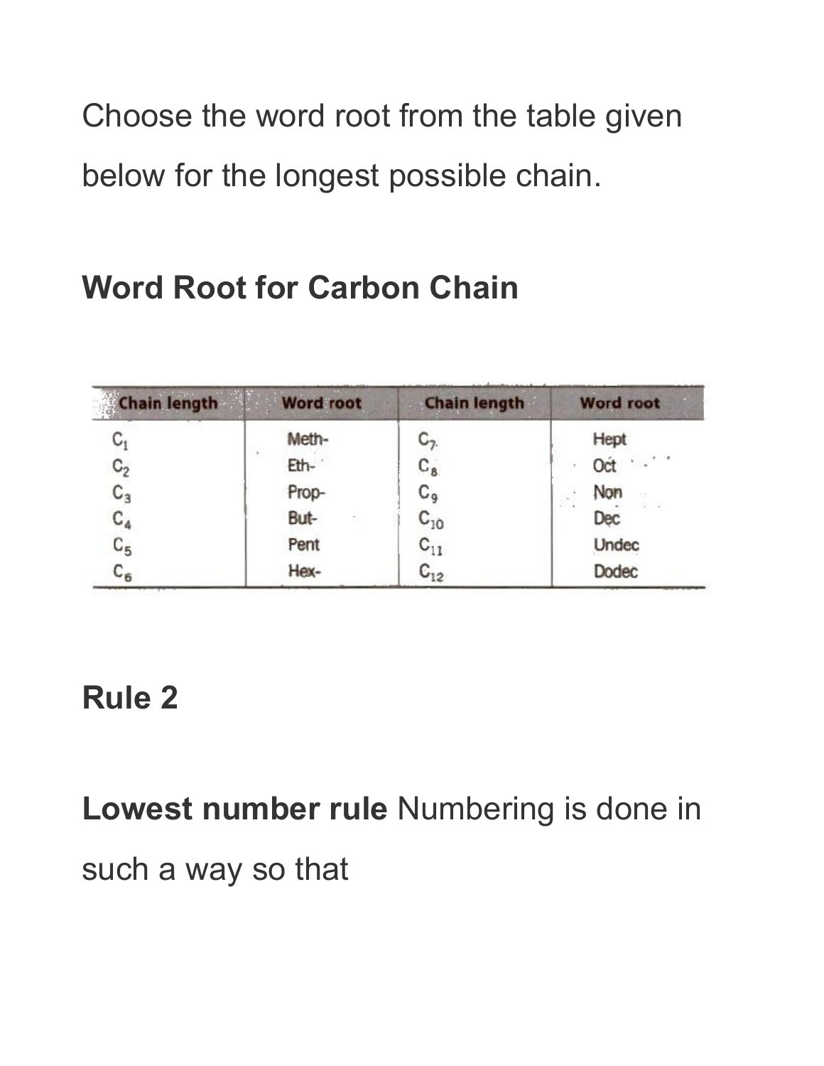Choose the word root from the table given below for the longest possible chain.

## Word Root for Carbon Chain

| Chain length | Word root | Chain length | Word root |
|---|---|---|---|
| $C_1$ | Meth- | $C_7$ | Hept |
| $C_2$ | Eth- | $C_8$ | Oct |
| $C_3$ | Prop- | $C_9$ | Non |
| $C_4$ | But- | $C_{10}$ | Dec |
| $C_5$ | Pent | $C_{11}$ | Undec |
| $C_6$ | Hex- | $C_{12}$ | Dodec |

## Rule 2

**Lowest number rule** Numbering is done in such a way so that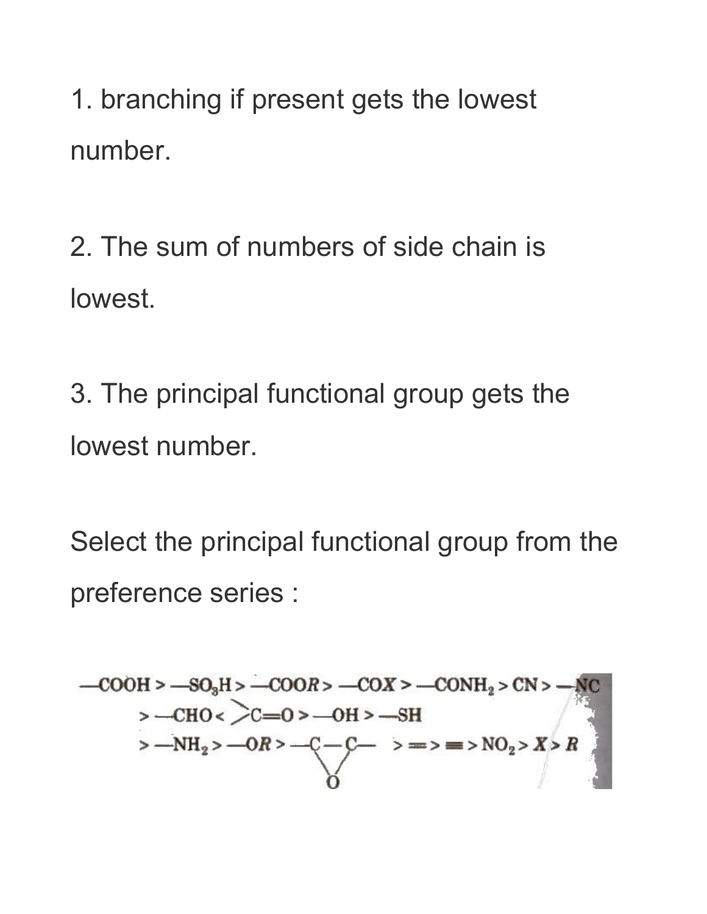1. branching if present gets the lowest number.

2. The sum of numbers of side chain is lowest.

3. The principal functional group gets the lowest number.

Select the principal functional group from the preference series :

$$-COOH > -SO_3H > -COOR > -COX > -CONH_2 > CN > -NC$$
$$> -CHO < \;>C=O > -OH > -SH$$
$$> -NH_2 > -OR > -\underset{\diagdown O \diagup}{C-C}- \; > \;=\; > \;\equiv\; > NO_2 > X > R$$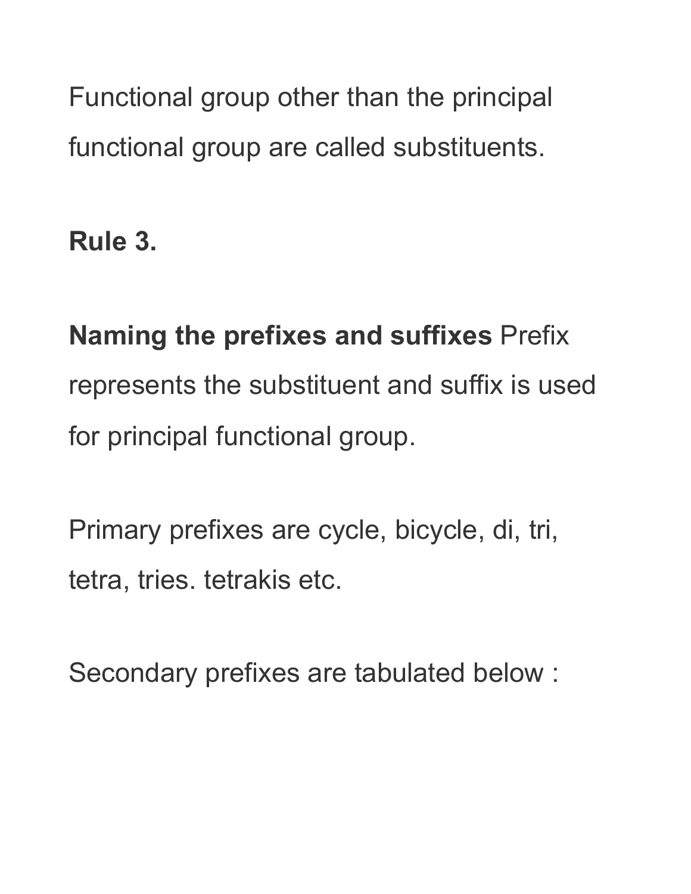Functional group other than the principal functional group are called substituents.

**Rule 3.**

**Naming the prefixes and suffixes** Prefix represents the substituent and suffix is used for principal functional group.

Primary prefixes are cycle, bicycle, di, tri, tetra, tries. tetrakis etc.

Secondary prefixes are tabulated below :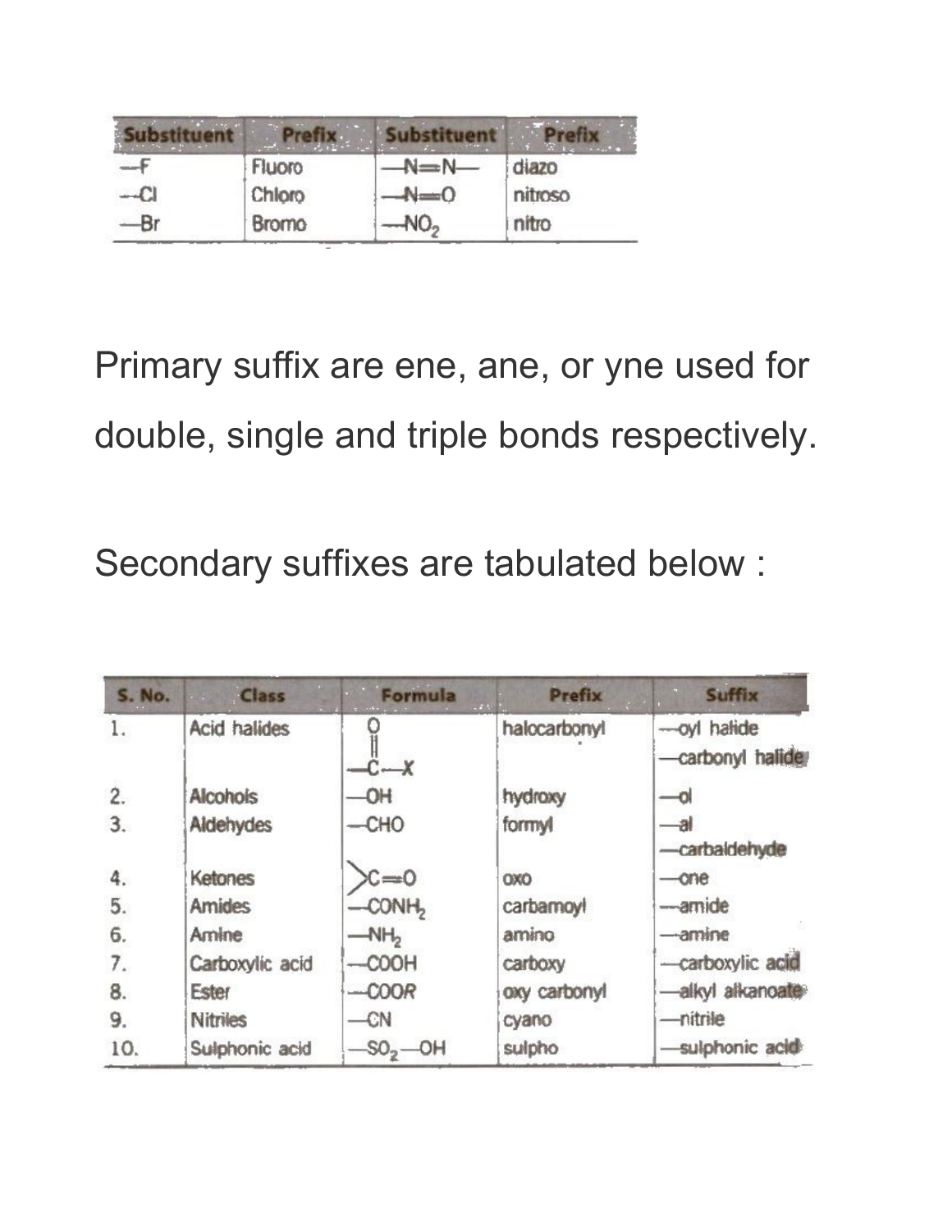| Substituent | Prefix | Substituent | Prefix |
|---|---|---|---|
| —F | Fluoro | —N=N— | diazo |
| —Cl | Chloro | —N=O | nitroso |
| —Br | Bromo | $—NO_2$ | nitro |

Primary suffix are ene, ane, or yne used for double, single and triple bonds respectively.

Secondary suffixes are tabulated below :

| S. No. | Class | Formula | Prefix | Suffix |
|---|---|---|---|---|
| 1. | Acid halides | —C(=O)—X | halocarbonyl | —oyl halide<br>—carbonyl halide |
| 2. | Alcohols | —OH | hydroxy | —ol |
| 3. | Aldehydes | —CHO | formyl | —al<br>—carbaldehyde |
| 4. | Ketones | >C=O | oxo | —one |
| 5. | Amides | $—CONH_2$ | carbamoyl | —amide |
| 6. | Amine | $—NH_2$ | amino | —amine |
| 7. | Carboxylic acid | —COOH | carboxy | —carboxylic acid |
| 8. | Ester | —COOR | oxy carbonyl | —alkyl alkanoate |
| 9. | Nitriles | —CN | cyano | —nitrile |
| 10. | Sulphonic acid | $—SO_2—OH$ | sulpho | —sulphonic acid |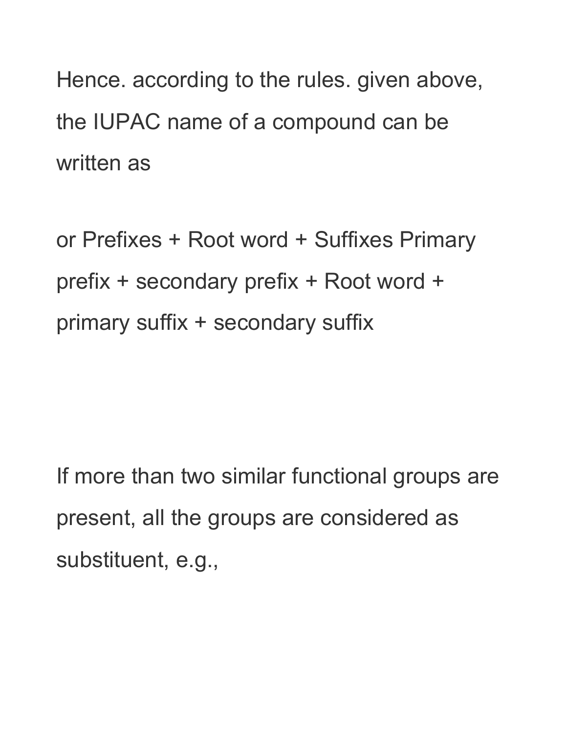Hence. according to the rules. given above, the IUPAC name of a compound can be written as

or Prefixes + Root word + Suffixes Primary prefix + secondary prefix + Root word + primary suffix + secondary suffix

If more than two similar functional groups are present, all the groups are considered as substituent, e.g.,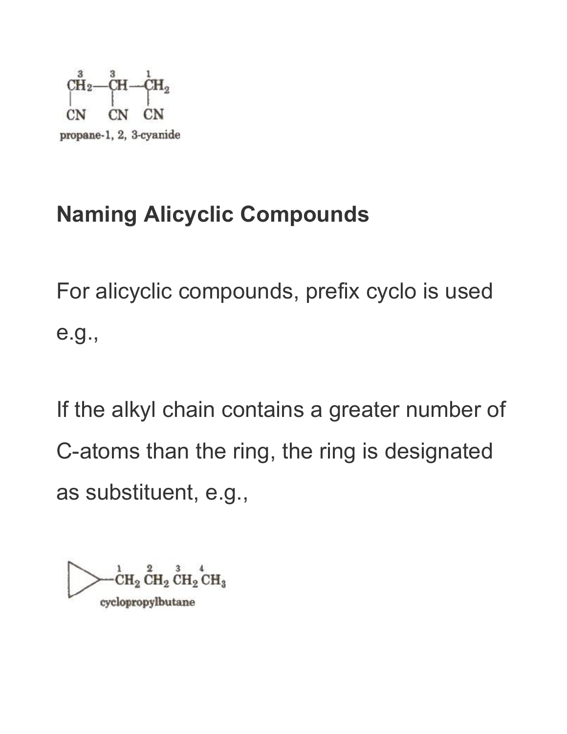$$\overset{3}{C}H_2-\overset{3}{C}H-\overset{1}{C}H_2$$
$$\quad | \qquad\; | \qquad\; |$$
$$CN \quad CN \quad CN$$

propane-1, 2, 3-cyanide

## Naming Alicyclic Compounds

For alicyclic compounds, prefix cyclo is used e.g.,

If the alkyl chain contains a greater number of C-atoms than the ring, the ring is designated as substituent, e.g.,

$$\triangleright-\overset{1}{C}H_2\,\overset{2}{C}H_2\,\overset{3}{C}H_2\,\overset{4}{C}H_3$$

cyclopropylbutane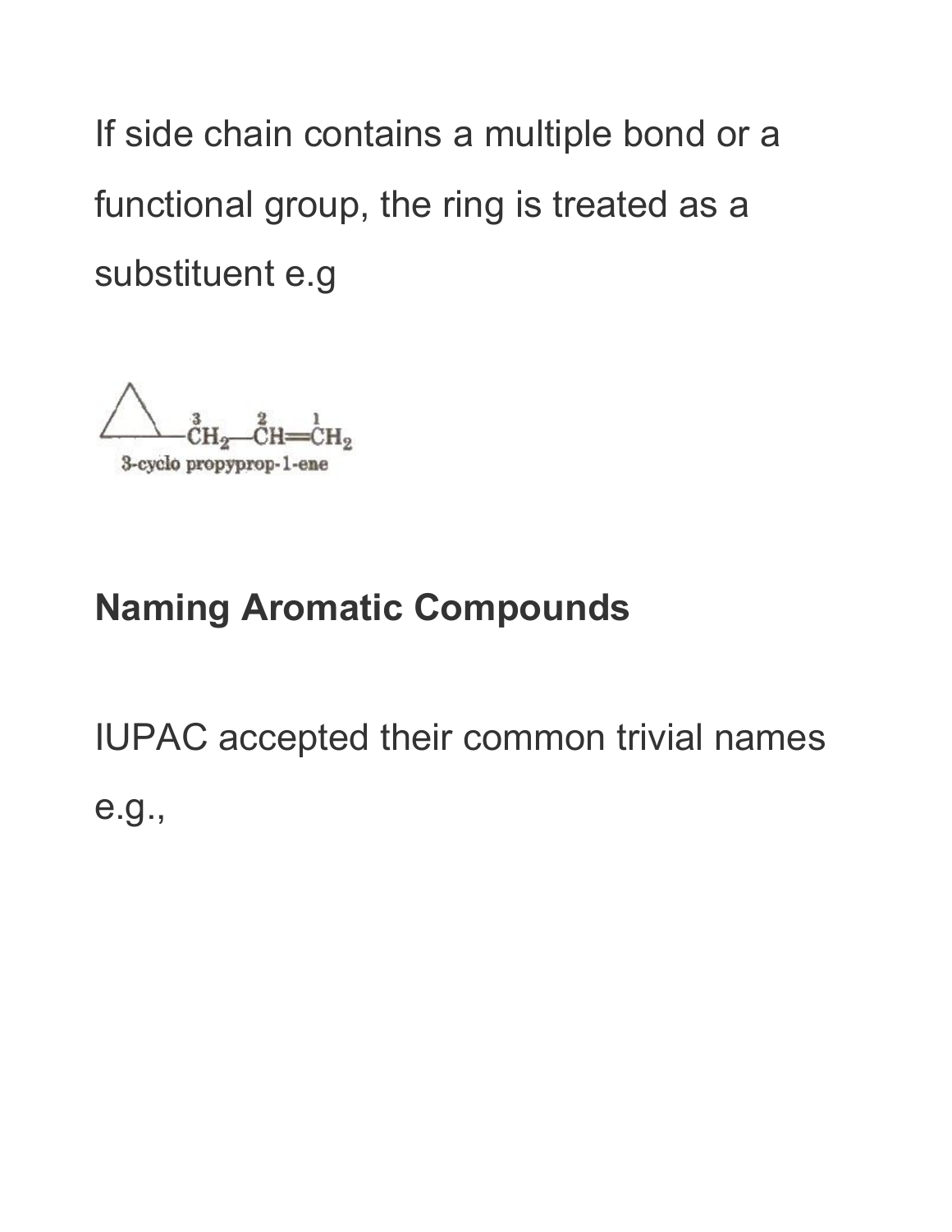If side chain contains a multiple bond or a functional group, the ring is treated as a substituent e.g

$$\triangle\!-\overset{3}{C}H_2-\overset{2}{C}H=\overset{1}{C}H_2$$

3-cyclo propyprop-1-ene

## Naming Aromatic Compounds

IUPAC accepted their common trivial names e.g.,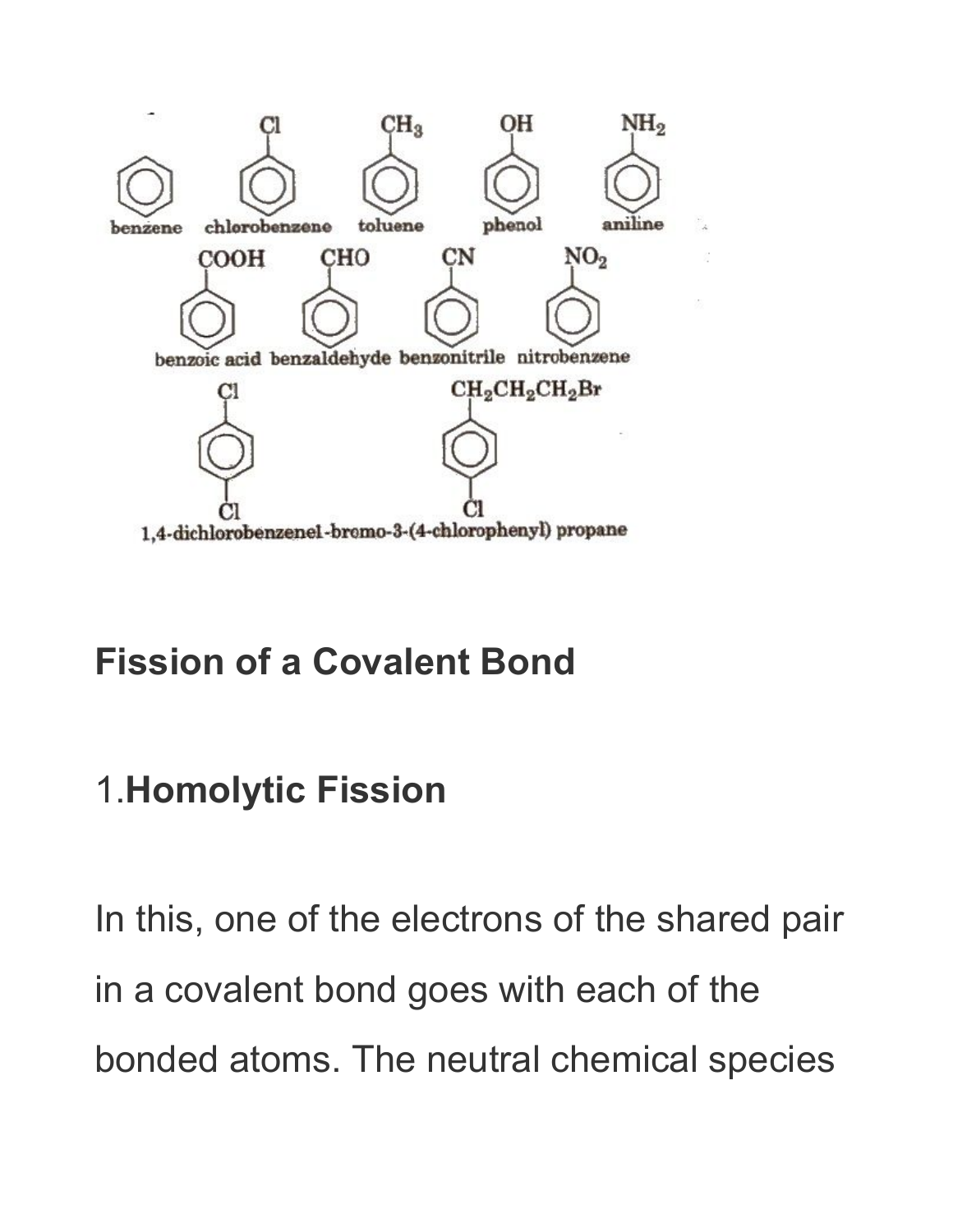benzene chlorobenzene toluene phenol aniline

benzoic acid benzaldehyde benzonitrile nitrobenzene

1,4-dichlorobenzene1-bromo-3-(4-chlorophenyl) propane

## Fission of a Covalent Bond

### 1.**Homolytic Fission**

In this, one of the electrons of the shared pair in a covalent bond goes with each of the bonded atoms. The neutral chemical species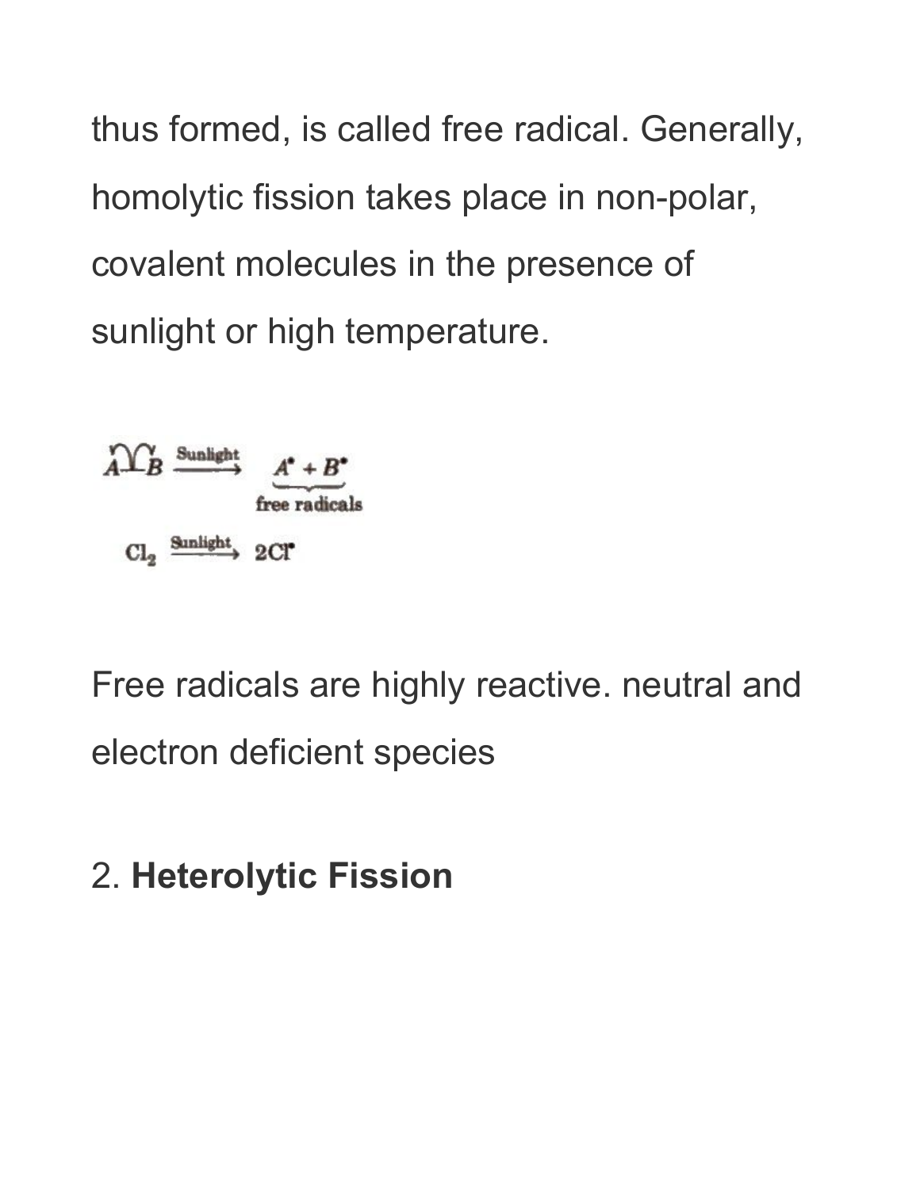thus formed, is called free radical. Generally, homolytic fission takes place in non-polar, covalent molecules in the presence of sunlight or high temperature.

$$A-B \xrightarrow{\text{Sunlight}} \underbrace{A^{\bullet} + B^{\bullet}}_{\text{free radicals}}$$

$$Cl_2 \xrightarrow{\text{Sunlight}} 2Cl^{\bullet}$$

Free radicals are highly reactive. neutral and electron deficient species

2. **Heterolytic Fission**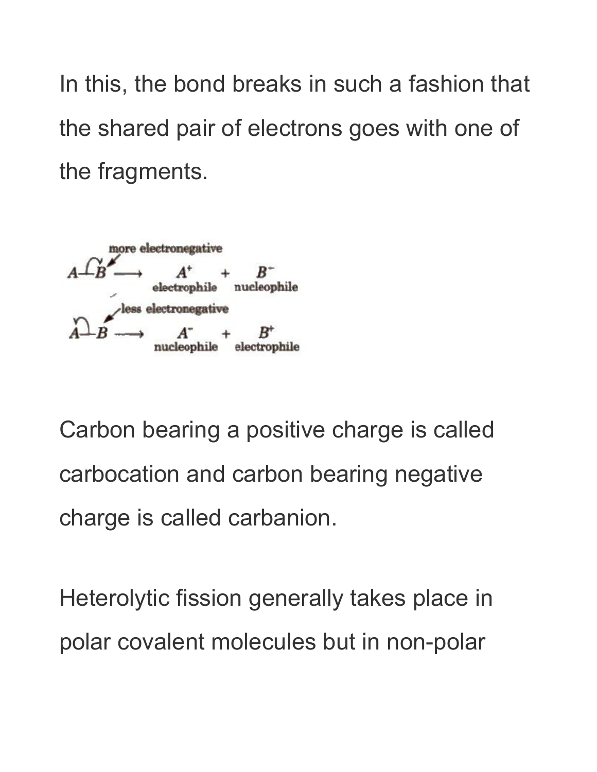In this, the bond breaks in such a fashion that the shared pair of electrons goes with one of the fragments.

$$A-B \xrightarrow{} \underset{\text{electrophile}}{A^+} + \underset{\text{nucleophile}}{B^-} \quad \text{(B more electronegative)}$$

$$A-B \xrightarrow{} \underset{\text{nucleophile}}{A^-} + \underset{\text{electrophile}}{B^+} \quad \text{(B less electronegative)}$$

Carbon bearing a positive charge is called carbocation and carbon bearing negative charge is called carbanion.

Heterolytic fission generally takes place in polar covalent molecules but in non-polar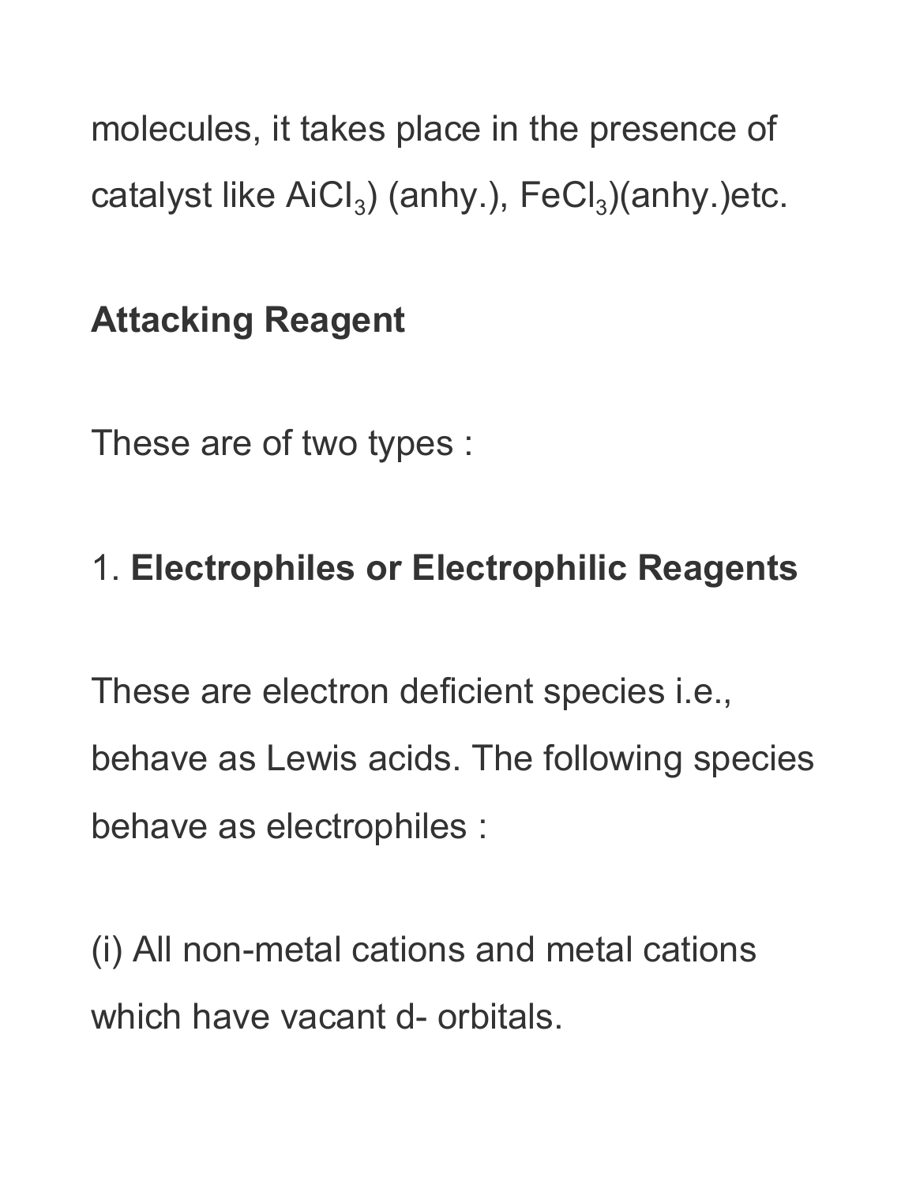molecules, it takes place in the presence of catalyst like $AiCl_3$) (anhy.), $FeCl_3$)(anhy.)etc.

**Attacking Reagent**

These are of two types :

1. **Electrophiles or Electrophilic Reagents**

These are electron deficient species i.e., behave as Lewis acids. The following species behave as electrophiles :

(i) All non-metal cations and metal cations which have vacant d- orbitals.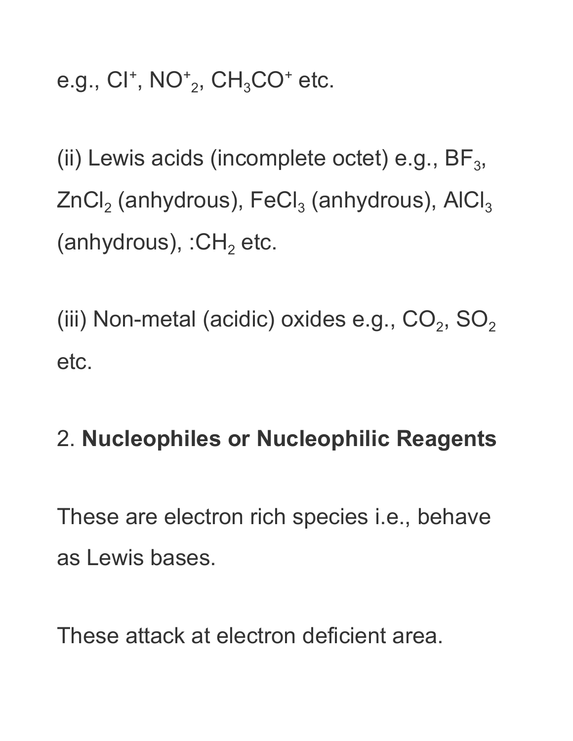e.g., $Cl^+$, $NO^+_2$, $CH_3CO^+$ etc.

(ii) Lewis acids (incomplete octet) e.g., $BF_3$, $ZnCl_2$ (anhydrous), $FeCl_3$ (anhydrous), $AlCl_3$ (anhydrous), $:CH_2$ etc.

(iii) Non-metal (acidic) oxides e.g., $CO_2$, $SO_2$ etc.

2. **Nucleophiles or Nucleophilic Reagents**

These are electron rich species i.e., behave as Lewis bases.

These attack at electron deficient area.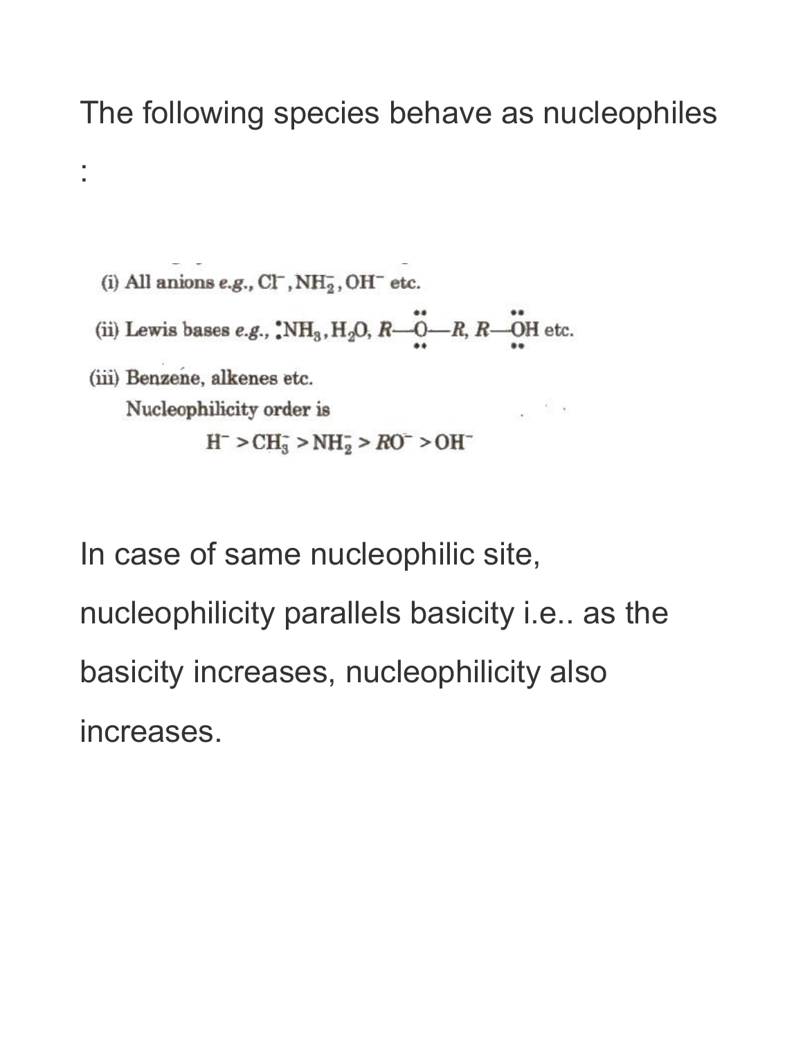The following species behave as nucleophiles :

(i) All anions *e.g.*, $Cl^-$, $NH_2^-$, $OH^-$ etc.

(ii) Lewis bases *e.g.*, $\ddot{N}H_3$, $H_2O$, $R-\ddot{\underset{..}{O}}-R$, $R-\ddot{\underset{..}{O}}H$ etc.

(iii) Benzene, alkenes etc.

Nucleophilicity order is

$$H^- > CH_3^- > NH_2^- > RO^- > OH^-$$

In case of same nucleophilic site, nucleophilicity parallels basicity i.e.. as the basicity increases, nucleophilicity also increases.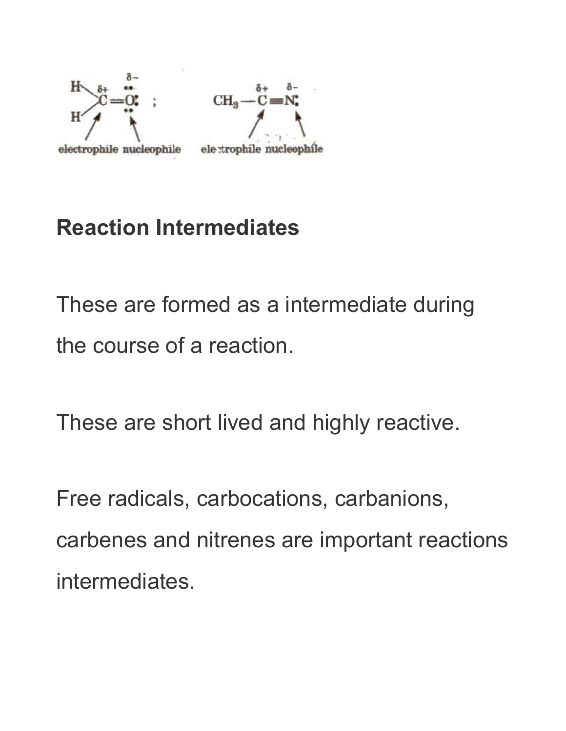$$\underset{\text{electrophile}}{\overset{\delta+}{\ce{H2C}}}=\underset{\text{nucleophile}}{\overset{\delta-}{\ddot{\text{O}}:}} \; ; \qquad \ce{CH3}-\underset{\text{electrophile}}{\overset{\delta+}{\text{C}}}\equiv\underset{\text{nucleophile}}{\overset{\delta-}{\text{N}:}}$$

## Reaction Intermediates

These are formed as a intermediate during the course of a reaction.

These are short lived and highly reactive.

Free radicals, carbocations, carbanions, carbenes and nitrenes are important reactions intermediates.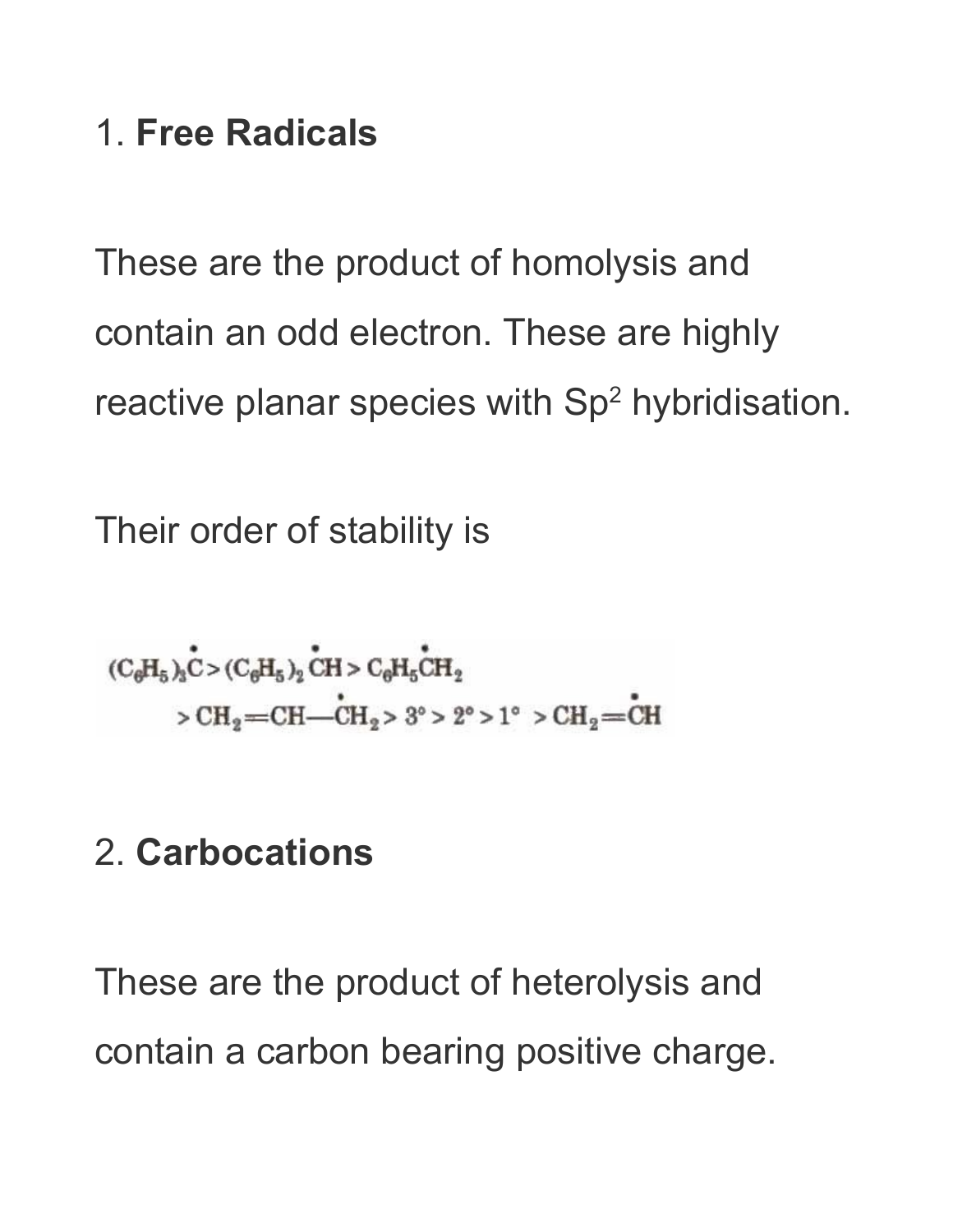1. **Free Radicals**

These are the product of homolysis and contain an odd electron. These are highly reactive planar species with Sp$^2$ hybridisation.

Their order of stability is

$$(C_6H_5)_3\dot{C} > (C_6H_5)_2\dot{C}H > C_6H_5\dot{C}H_2$$
$$> CH_2{=}CH{-}\dot{C}H_2 > 3° > 2° > 1° > CH_2{=}\dot{C}H$$

2. **Carbocations**

These are the product of heterolysis and contain a carbon bearing positive charge.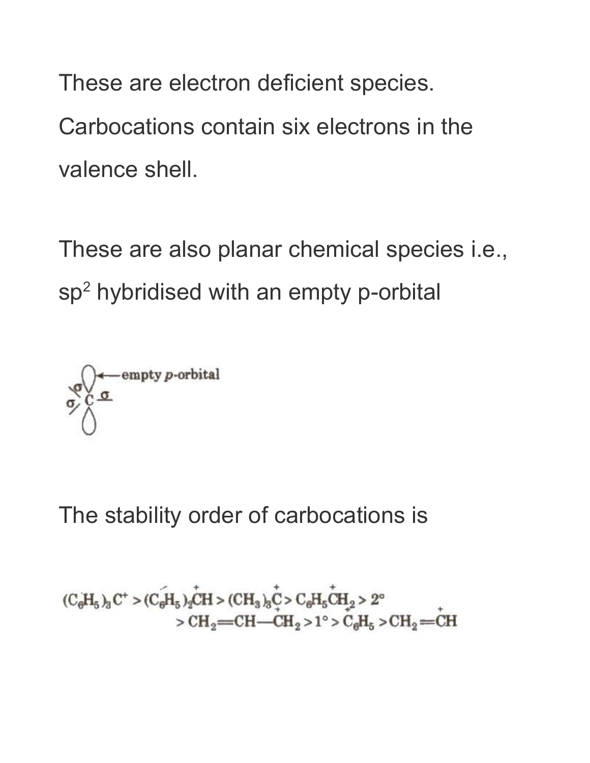These are electron deficient species. Carbocations contain six electrons in the valence shell.

These are also planar chemical species i.e., $sp^2$ hybridised with an empty p-orbital

The stability order of carbocations is

$$(C_6H_5)_3\overset{+}{C} > (C_6H_5)_2\overset{+}{C}H > (CH_3)_3\overset{+}{C} > C_6H_5\overset{+}{C}H_2 > 2^\circ > CH_2{=}CH{-}\overset{+}{C}H_2 > 1^\circ > \overset{+}{C}_6H_5 > CH_2{=}\overset{+}{C}H$$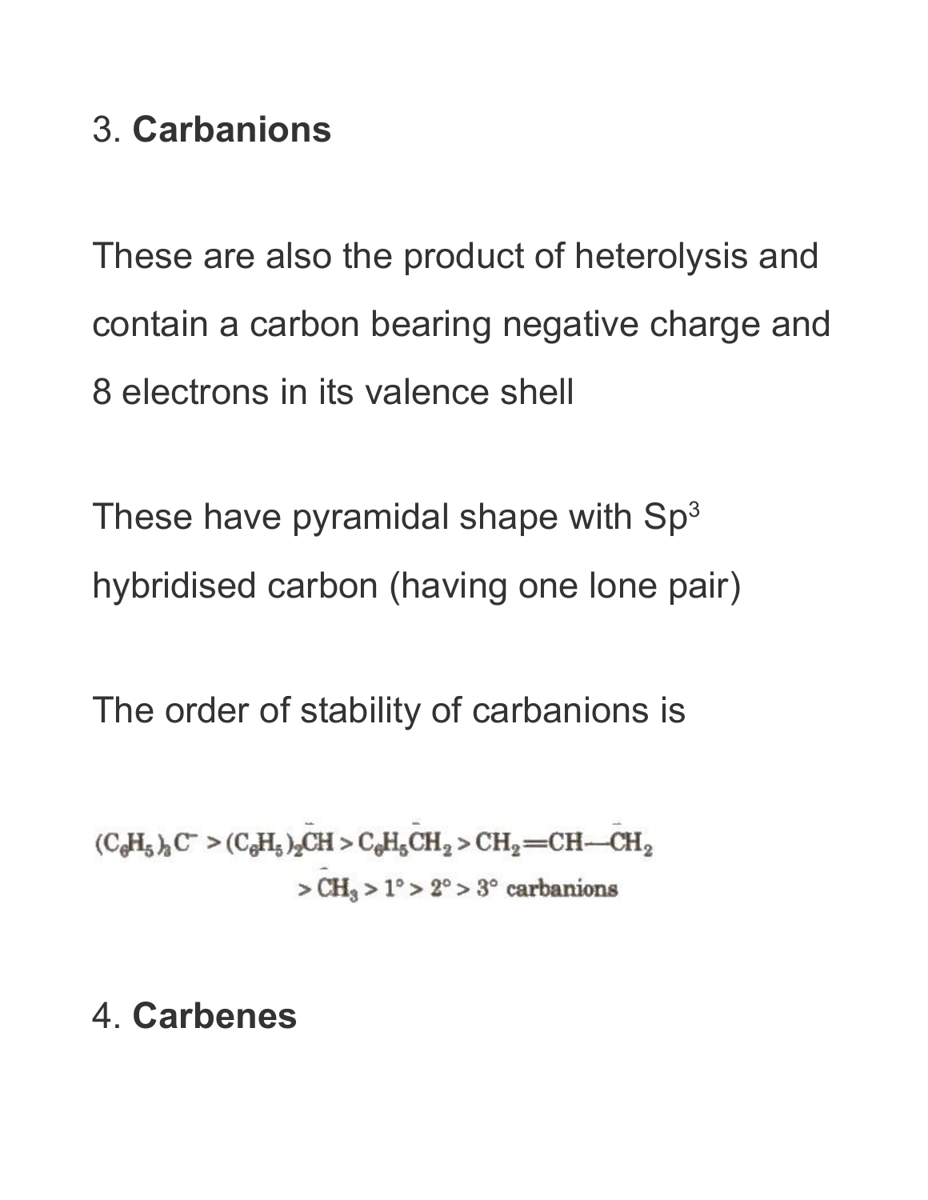3. **Carbanions**

These are also the product of heterolysis and contain a carbon bearing negative charge and 8 electrons in its valence shell

These have pyramidal shape with $Sp^3$ hybridised carbon (having one lone pair)

The order of stability of carbanions is

$$(C_6H_5)_3C^- > (C_6H_5)_2\bar{C}H > C_6H_5\bar{C}H_2 > CH_2{=}CH{-}\bar{C}H_2 > \bar{C}H_3 > 1° > 2° > 3° \text{ carbanions}$$

4. **Carbenes**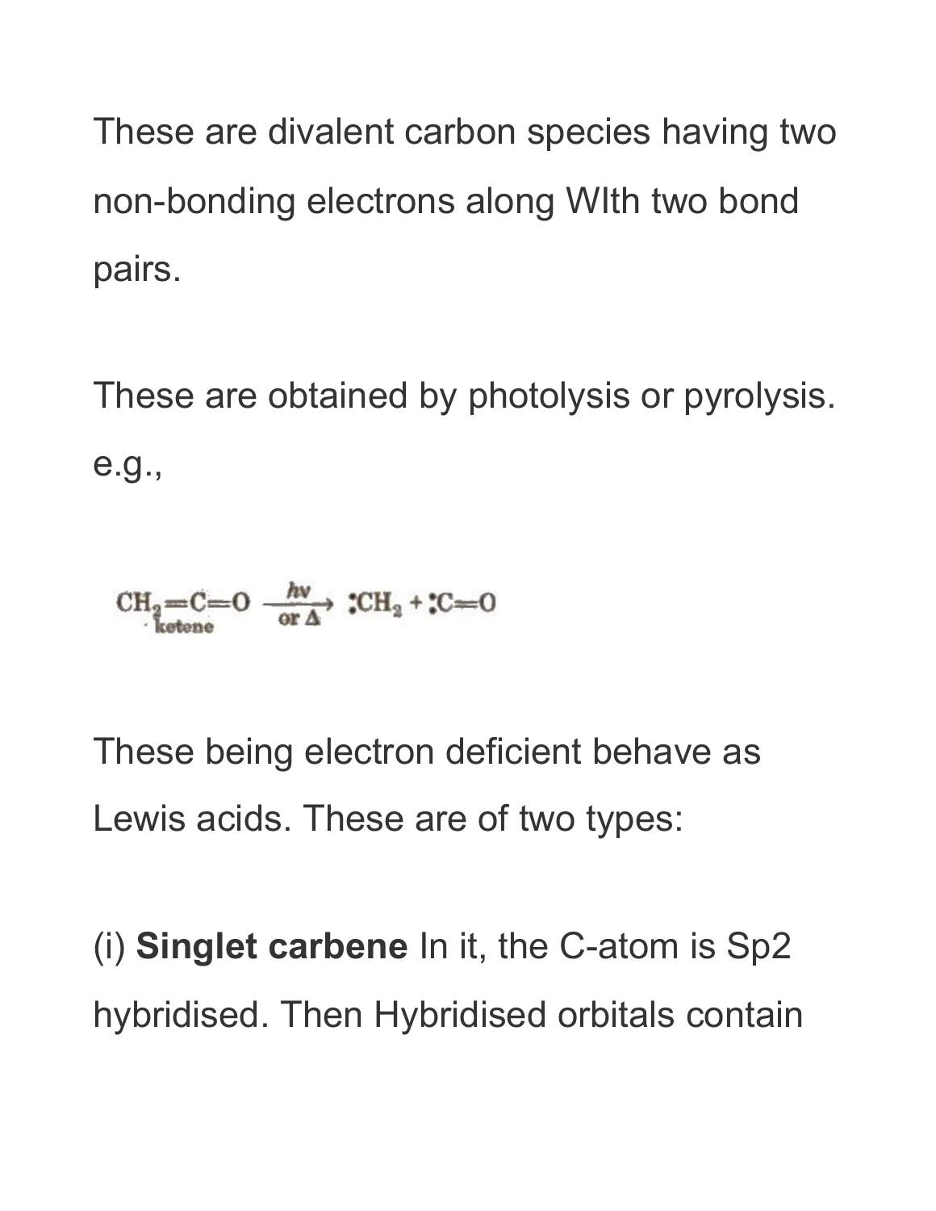These are divalent carbon species having two non-bonding electrons along WIth two bond pairs.

These are obtained by photolysis or pyrolysis. e.g.,

$$\underset{\text{ketone}}{CH_2=C=O} \xrightarrow[\text{or } \Delta]{h\nu} :CH_2 + :C=O$$

These being electron deficient behave as Lewis acids. These are of two types:

(i) **Singlet carbene** In it, the C-atom is Sp2 hybridised. Then Hybridised orbitals contain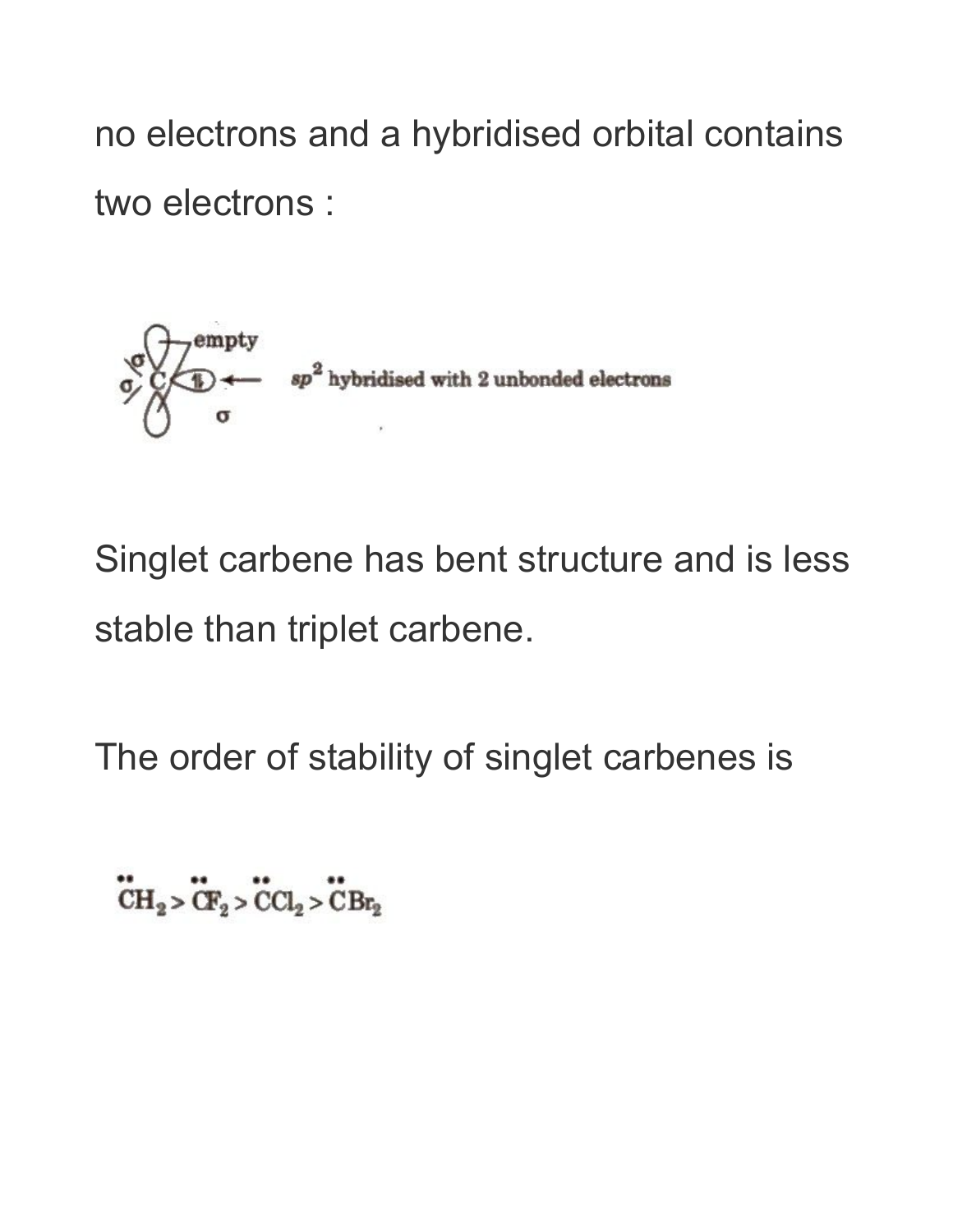no electrons and a hybridised orbital contains two electrons :

empty

$sp^2$ hybridised with 2 unbonded electrons

Singlet carbene has bent structure and is less stable than triplet carbene.

The order of stability of singlet carbenes is

$$\ddot{C}H_2 > \ddot{C}F_2 > \ddot{C}Cl_2 > \ddot{C}Br_2$$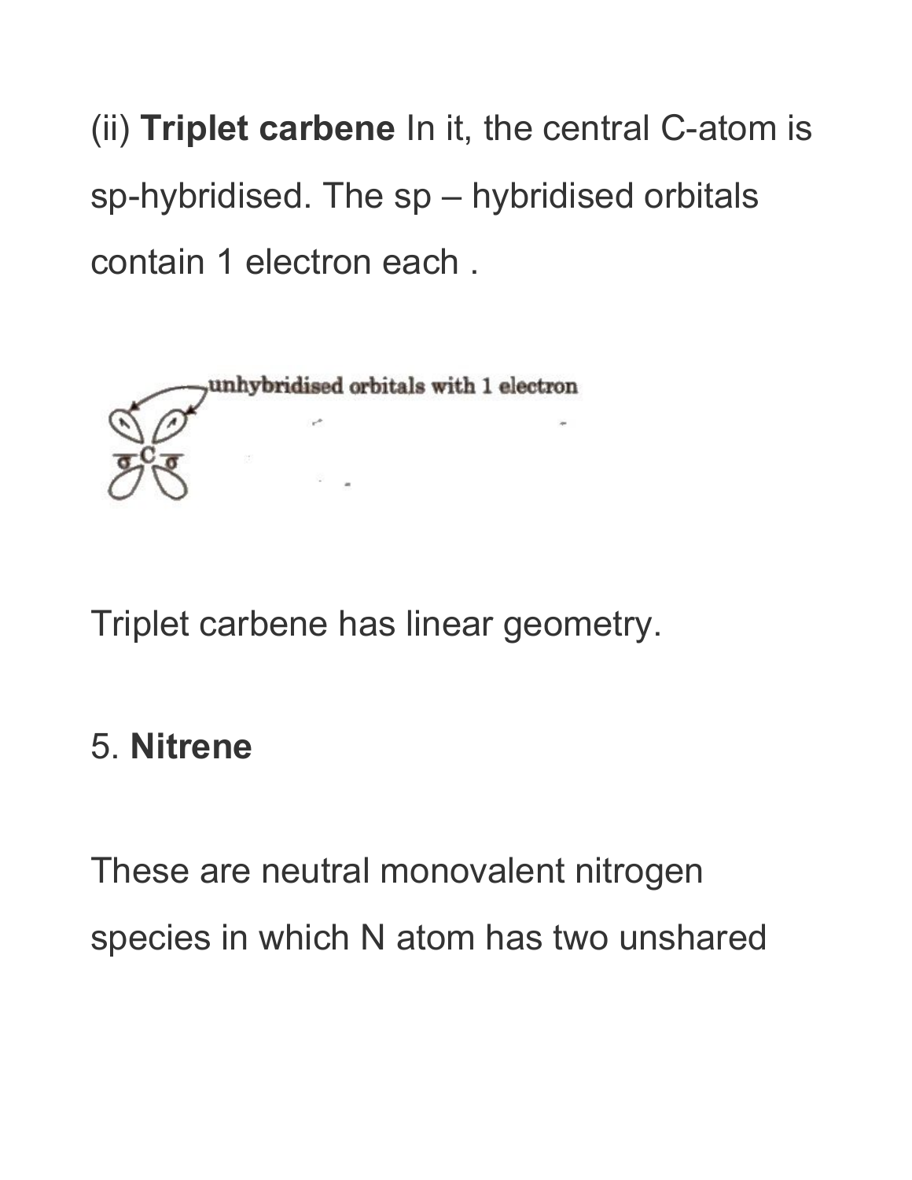(ii) **Triplet carbene** In it, the central C-atom is sp-hybridised. The sp – hybridised orbitals contain 1 electron each .

unhybridised orbitals with 1 electron

Triplet carbene has linear geometry.

5. **Nitrene**

These are neutral monovalent nitrogen species in which N atom has two unshared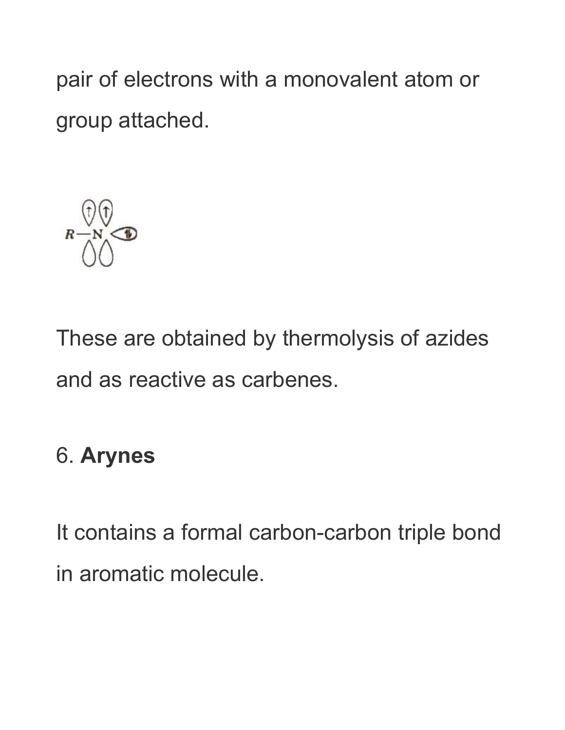pair of electrons with a monovalent atom or group attached.

These are obtained by thermolysis of azides and as reactive as carbenes.

6. **Arynes**

It contains a formal carbon-carbon triple bond in aromatic molecule.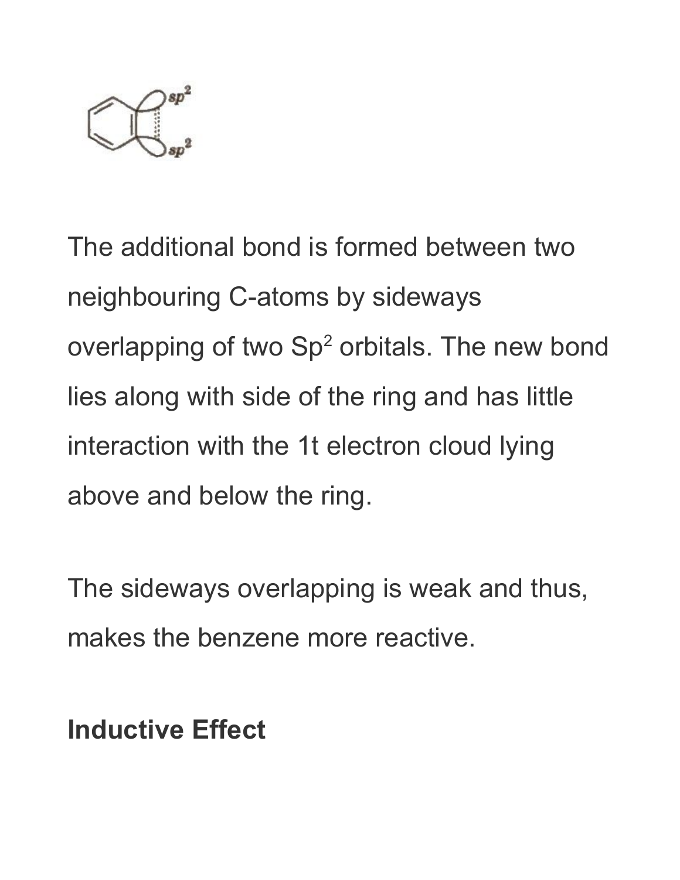The additional bond is formed between two neighbouring C-atoms by sideways overlapping of two $Sp^2$ orbitals. The new bond lies along with side of the ring and has little interaction with the 1t electron cloud lying above and below the ring.

The sideways overlapping is weak and thus, makes the benzene more reactive.

**Inductive Effect**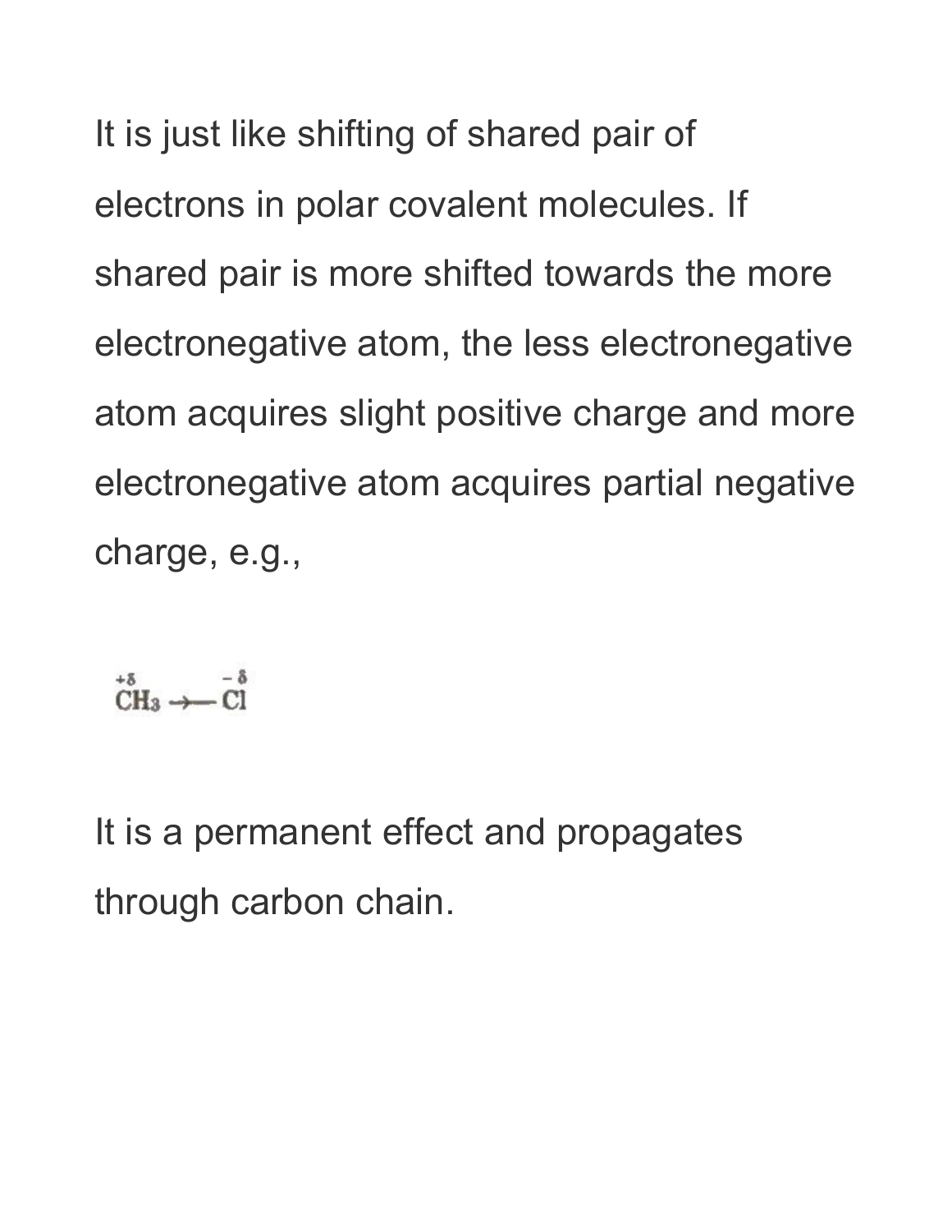It is just like shifting of shared pair of electrons in polar covalent molecules. If shared pair is more shifted towards the more electronegative atom, the less electronegative atom acquires slight positive charge and more electronegative atom acquires partial negative charge, e.g.,

$$\overset{+\delta}{CH_3} \rightarrow \overset{-\delta}{Cl}$$

It is a permanent effect and propagates through carbon chain.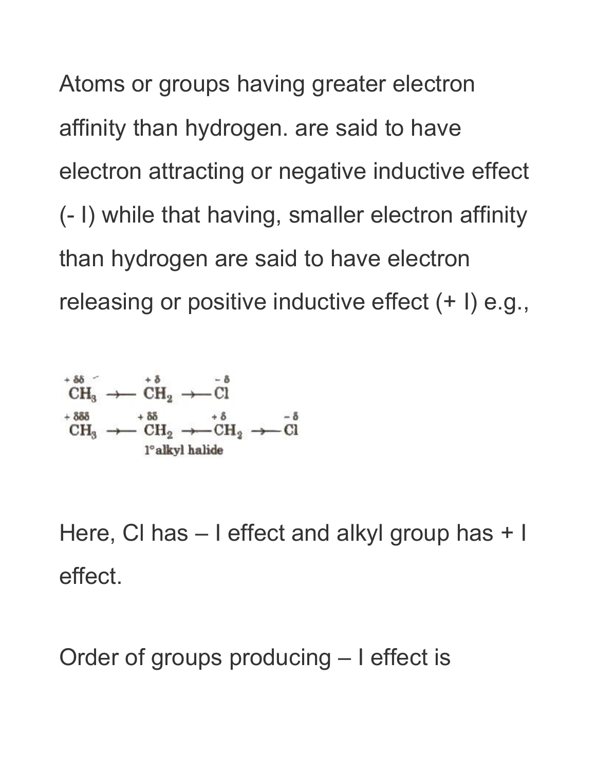Atoms or groups having greater electron affinity than hydrogen. are said to have electron attracting or negative inductive effect (- I) while that having, smaller electron affinity than hydrogen are said to have electron releasing or positive inductive effect (+ I) e.g.,

$$\overset{+\delta\delta}{CH_3} \rightarrow \overset{+\delta}{CH_2} \rightarrow \overset{-\delta}{Cl}$$

$$\overset{+\delta\delta\delta}{CH_3} \rightarrow \overset{+\delta\delta}{CH_2} \rightarrow \overset{+\delta}{CH_2} \rightarrow \overset{-\delta}{Cl}$$

1°alkyl halide

Here, Cl has – I effect and alkyl group has + I effect.

Order of groups producing – I effect is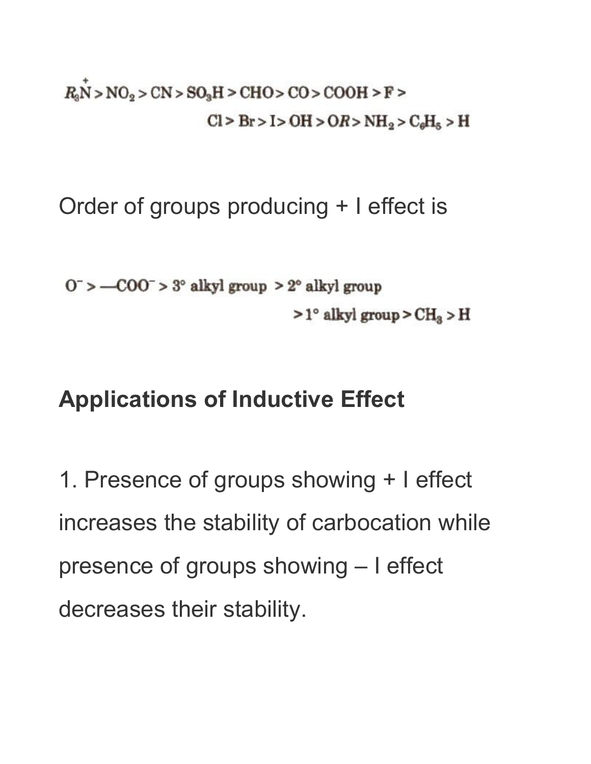$$R_3\overset{+}{N} > NO_2 > CN > SO_3H > CHO > CO > COOH > F > Cl > Br > I > OH > OR > NH_2 > C_6H_5 > H$$

Order of groups producing + I effect is

$$O^- > —COO^- > 3^\circ \text{ alkyl group} > 2^\circ \text{ alkyl group} > 1^\circ \text{ alkyl group} > CH_3 > H$$

## Applications of Inductive Effect

1. Presence of groups showing + I effect increases the stability of carbocation while presence of groups showing – I effect decreases their stability.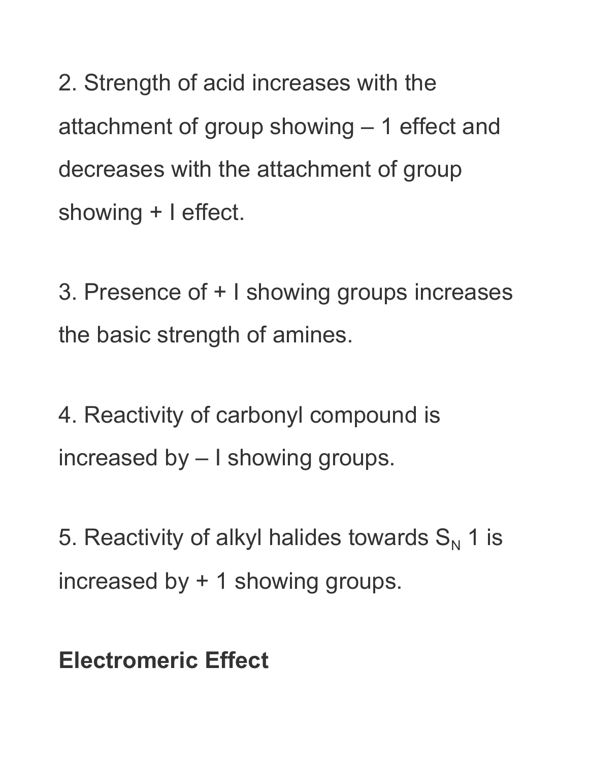2. Strength of acid increases with the attachment of group showing – 1 effect and decreases with the attachment of group showing + I effect.

3. Presence of + I showing groups increases the basic strength of amines.

4. Reactivity of carbonyl compound is increased by – I showing groups.

5. Reactivity of alkyl halides towards $S_N$ 1 is increased by + 1 showing groups.

**Electromeric Effect**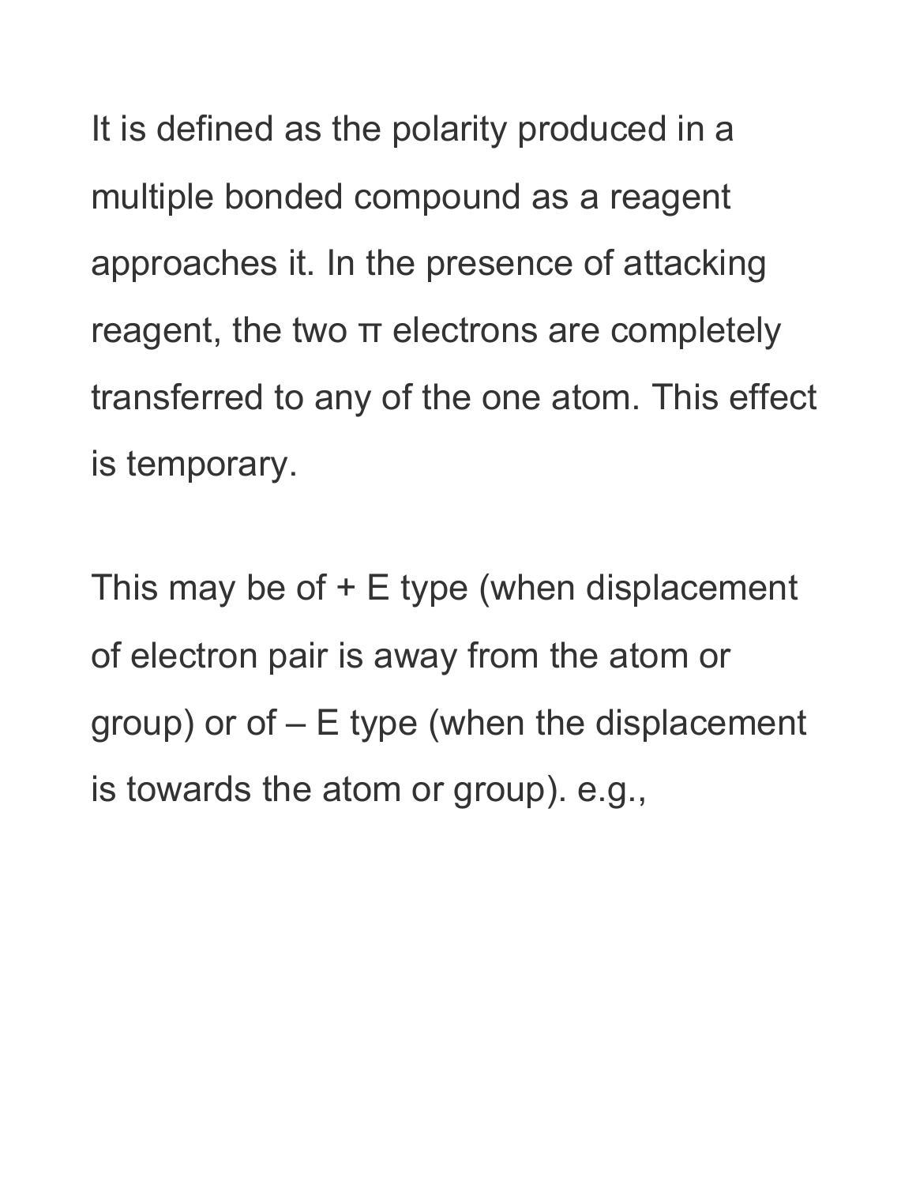It is defined as the polarity produced in a multiple bonded compound as a reagent approaches it. In the presence of attacking reagent, the two π electrons are completely transferred to any of the one atom. This effect is temporary.

This may be of + E type (when displacement of electron pair is away from the atom or group) or of – E type (when the displacement is towards the atom or group). e.g.,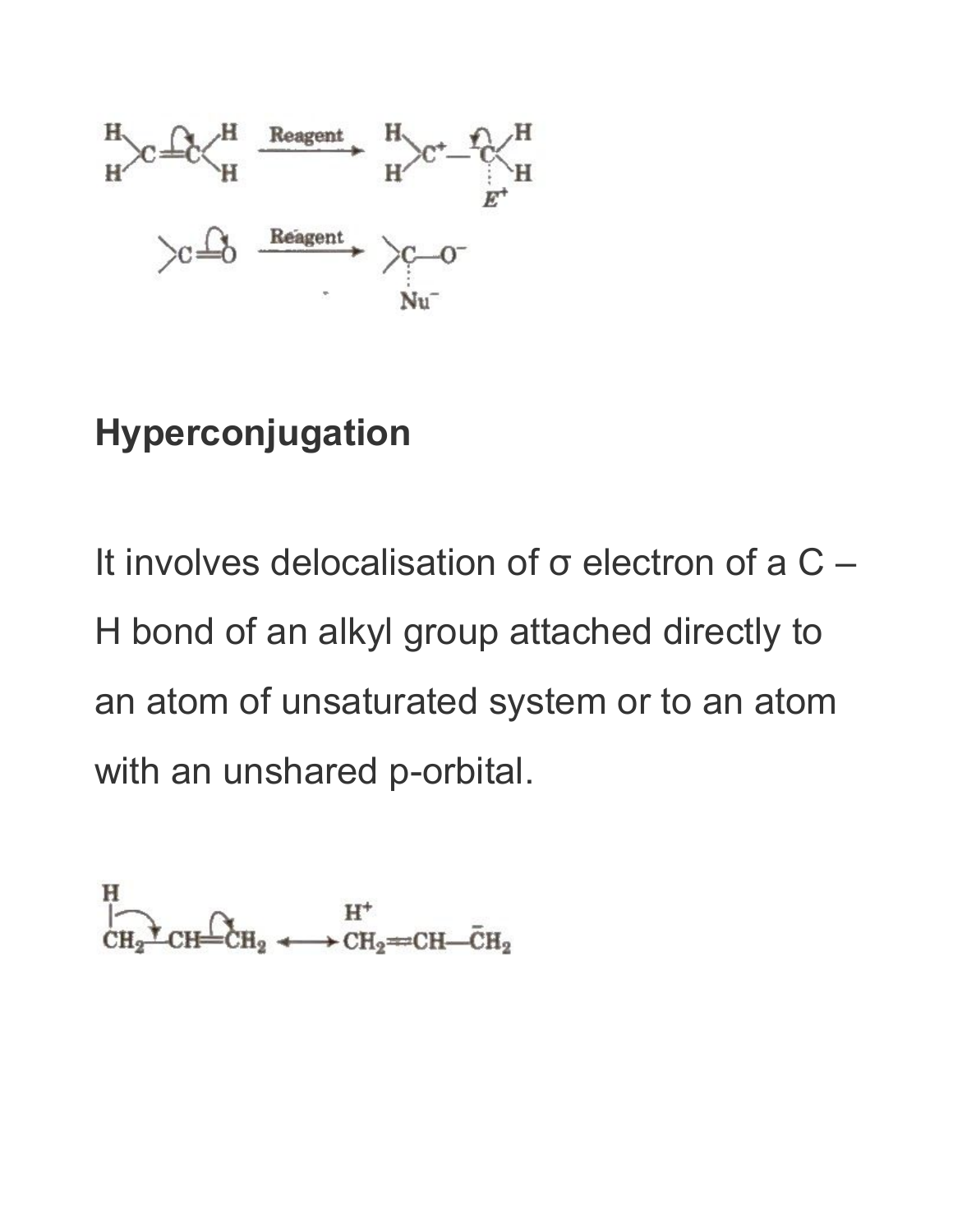$$H_2C{=}CH_2 \xrightarrow{\text{Reagent}} H_2\overset{+}{C}{-}CH_2 \cdots E^+$$

$$>C{=}O \xrightarrow{\text{Reagent}} >C(\cdots Nu^-){-}O^-$$

## Hyperconjugation

It involves delocalisation of σ electron of a C – H bond of an alkyl group attached directly to an atom of unsaturated system or to an atom with an unshared p-orbital.

$$H{-}CH_2{-}CH{=}CH_2 \longleftrightarrow \overset{H^+}{CH_2{=}CH{-}\overset{-}{C}H_2}$$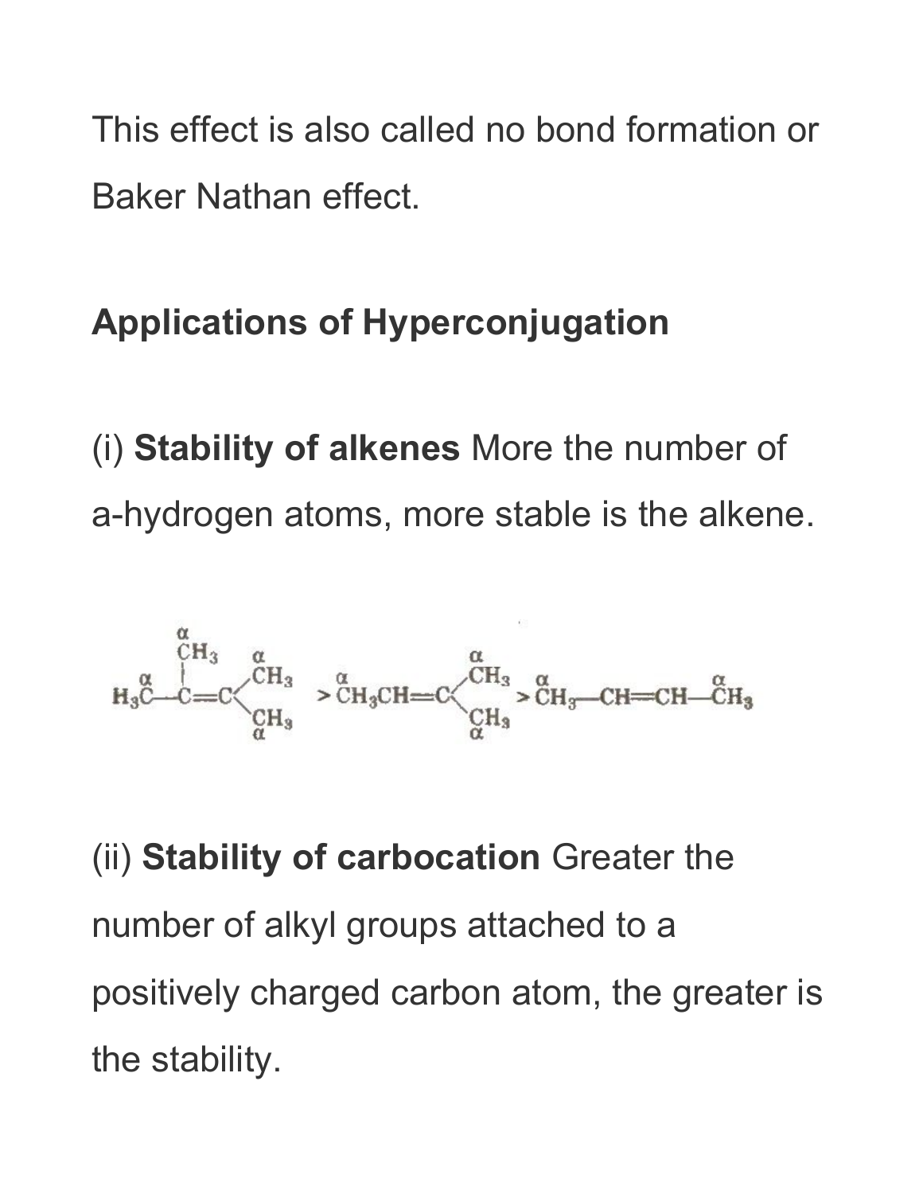This effect is also called no bond formation or Baker Nathan effect.

**Applications of Hyperconjugation**

(i) **Stability of alkenes** More the number of a-hydrogen atoms, more stable is the alkene.

$$H_3\overset{\alpha}{C}-\underset{|}{\overset{\overset{\alpha}{CH_3}}{C}}=C\begin{matrix}\overset{\alpha}{CH_3} \\ \underset{\alpha}{CH_3}\end{matrix} > \overset{\alpha}{C}H_3CH=C\begin{matrix}\overset{\alpha}{CH_3} \\ \underset{\alpha}{CH_3}\end{matrix} > \overset{\alpha}{C}H_3-CH=CH-\overset{\alpha}{C}H_3$$

(ii) **Stability of carbocation** Greater the number of alkyl groups attached to a positively charged carbon atom, the greater is the stability.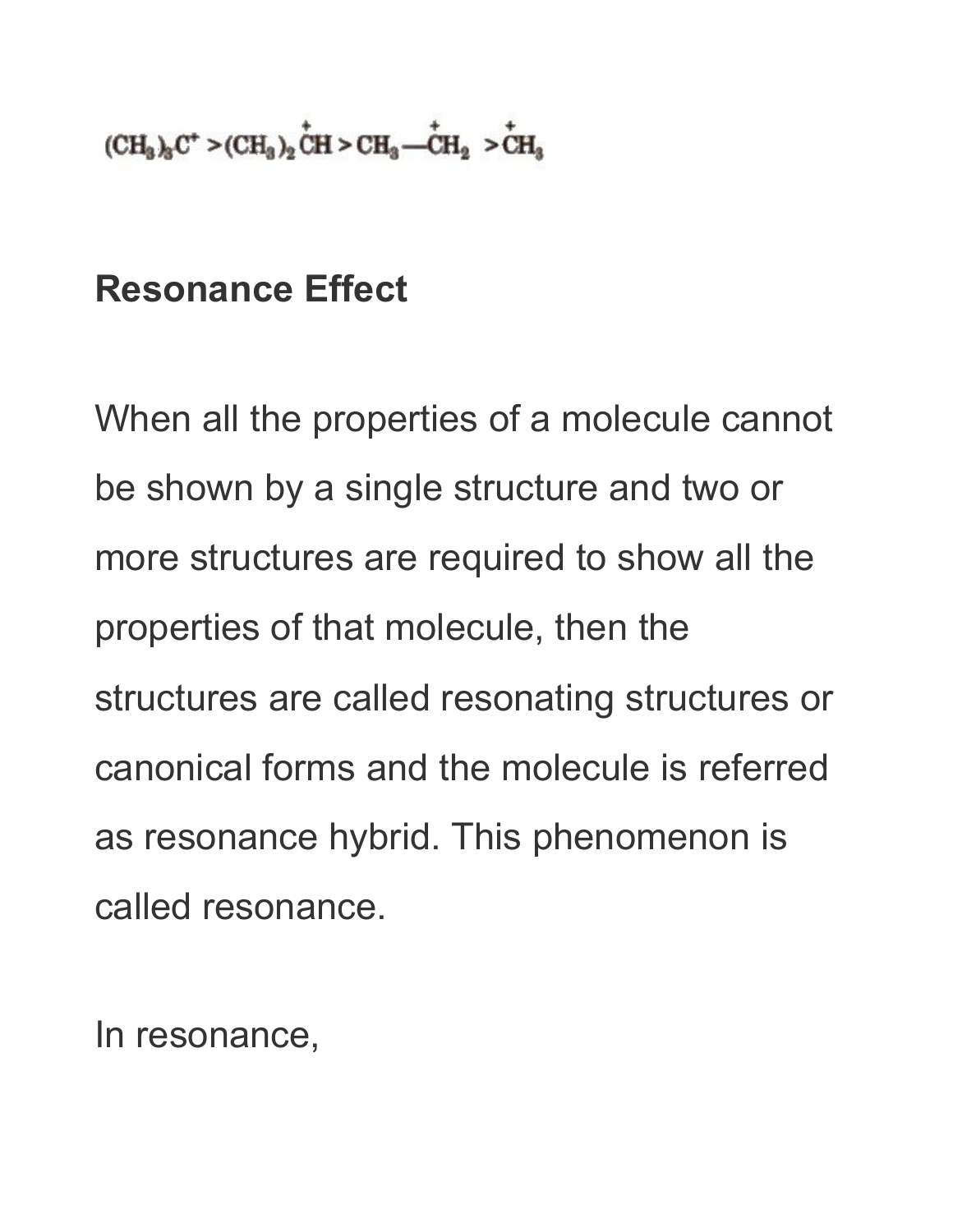$$(CH_3)_3C^+ > (CH_3)_2\overset{+}{C}H > CH_3{-}\overset{+}{C}H_2 > \overset{+}{C}H_3$$

## Resonance Effect

When all the properties of a molecule cannot be shown by a single structure and two or more structures are required to show all the properties of that molecule, then the structures are called resonating structures or canonical forms and the molecule is referred as resonance hybrid. This phenomenon is called resonance.

In resonance,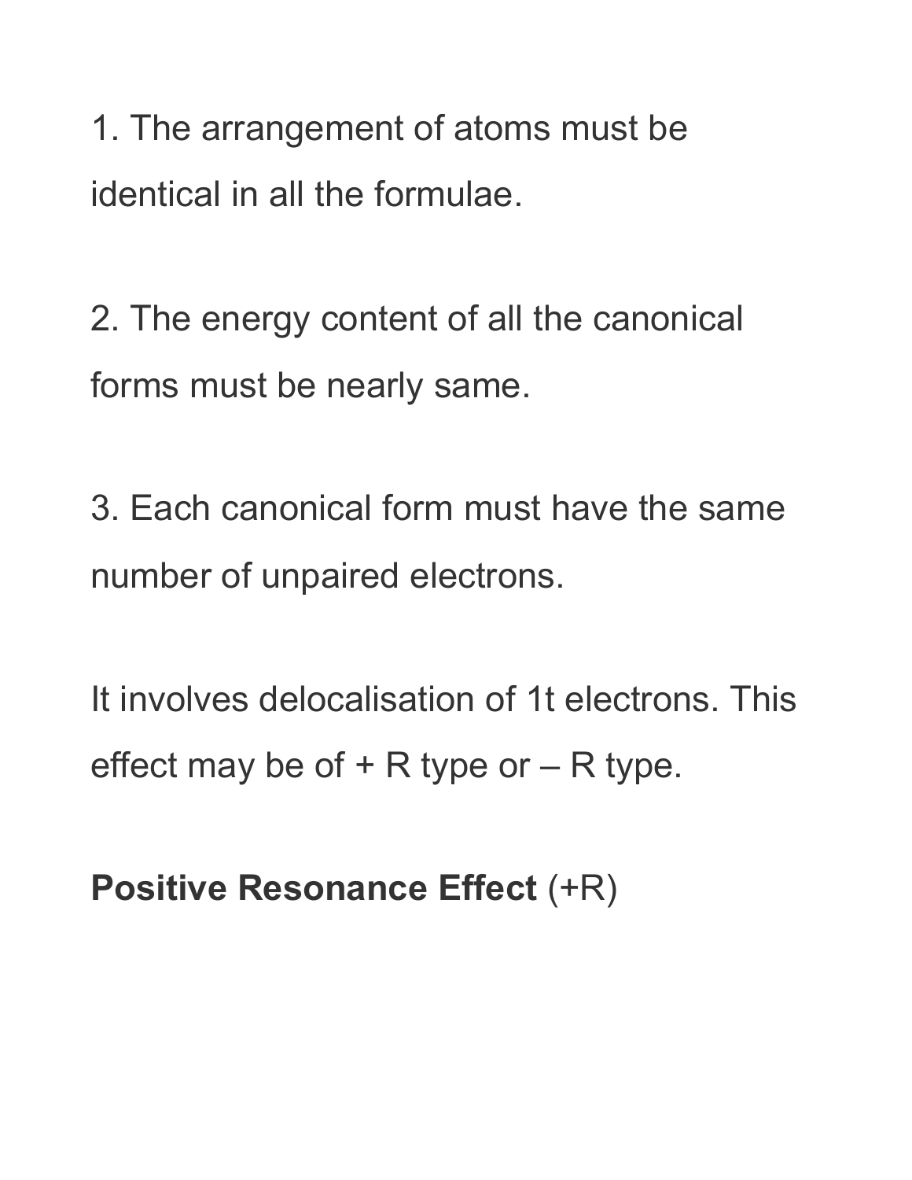1. The arrangement of atoms must be identical in all the formulae.

2. The energy content of all the canonical forms must be nearly same.

3. Each canonical form must have the same number of unpaired electrons.

It involves delocalisation of 1t electrons. This effect may be of + R type or – R type.

**Positive Resonance Effect** (+R)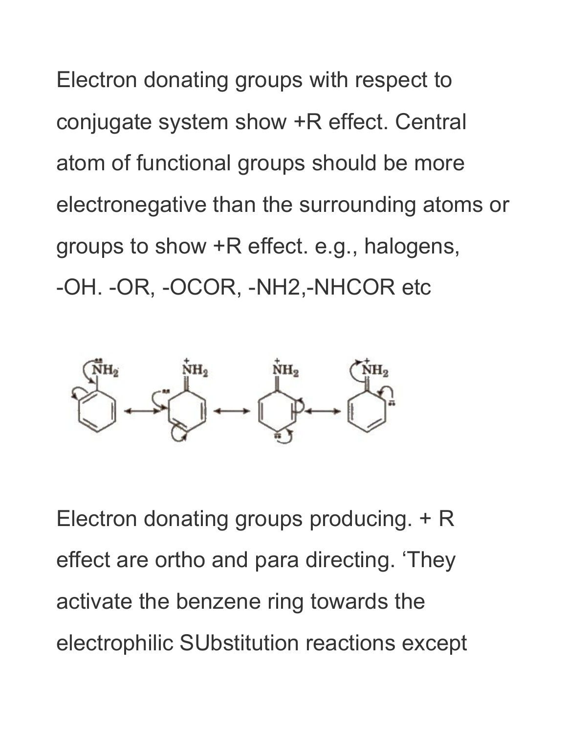Electron donating groups with respect to conjugate system show +R effect. Central atom of functional groups should be more electronegative than the surrounding atoms or groups to show +R effect. e.g., halogens, -OH. -OR, -OCOR, -NH2,-NHCOR etc

Electron donating groups producing. + R effect are ortho and para directing. 'They activate the benzene ring towards the electrophilic SUbstitution reactions except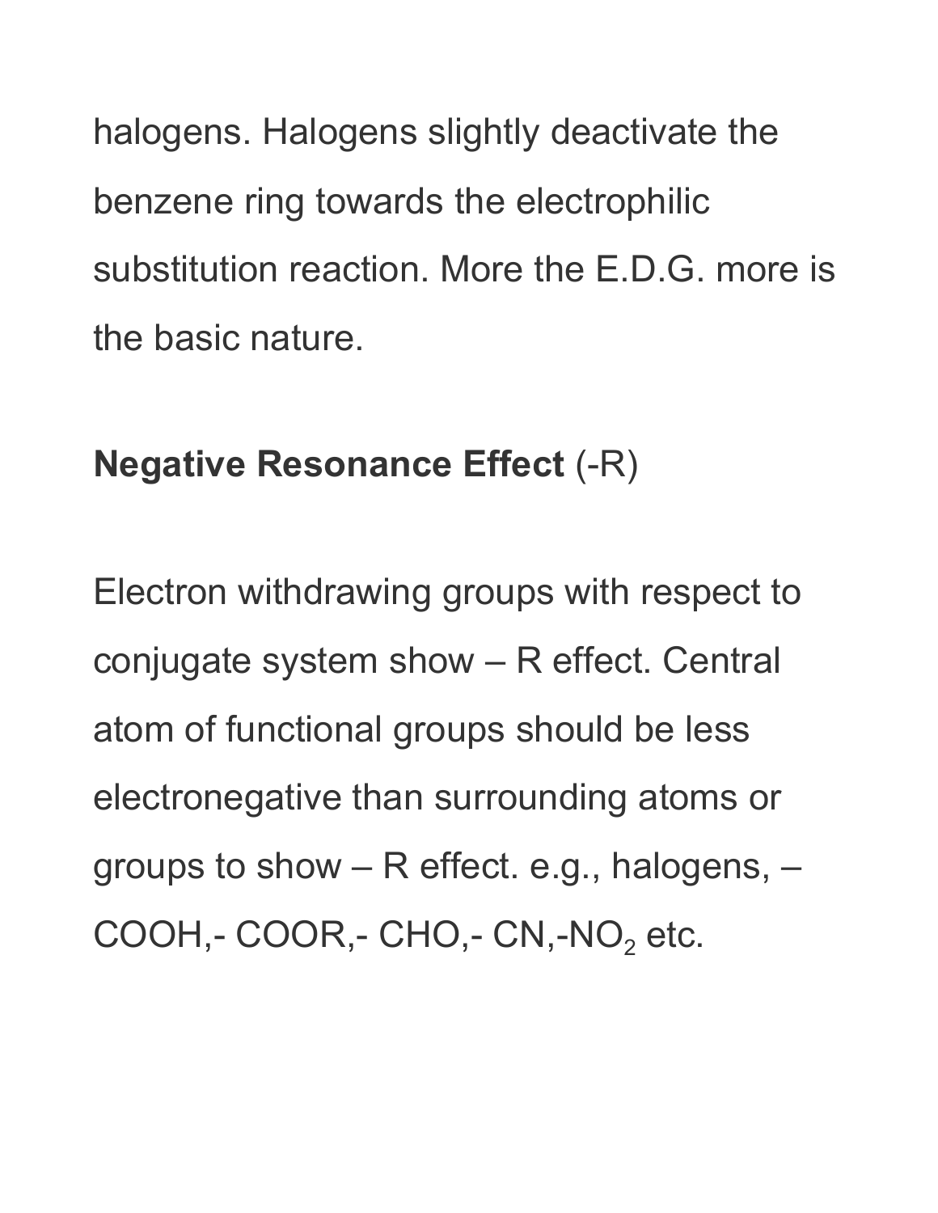halogens. Halogens slightly deactivate the benzene ring towards the electrophilic substitution reaction. More the E.D.G. more is the basic nature.

**Negative Resonance Effect** (-R)

Electron withdrawing groups with respect to conjugate system show – R effect. Central atom of functional groups should be less electronegative than surrounding atoms or groups to show – R effect. e.g., halogens, – COOH,- COOR,- CHO,- CN,-$NO_2$ etc.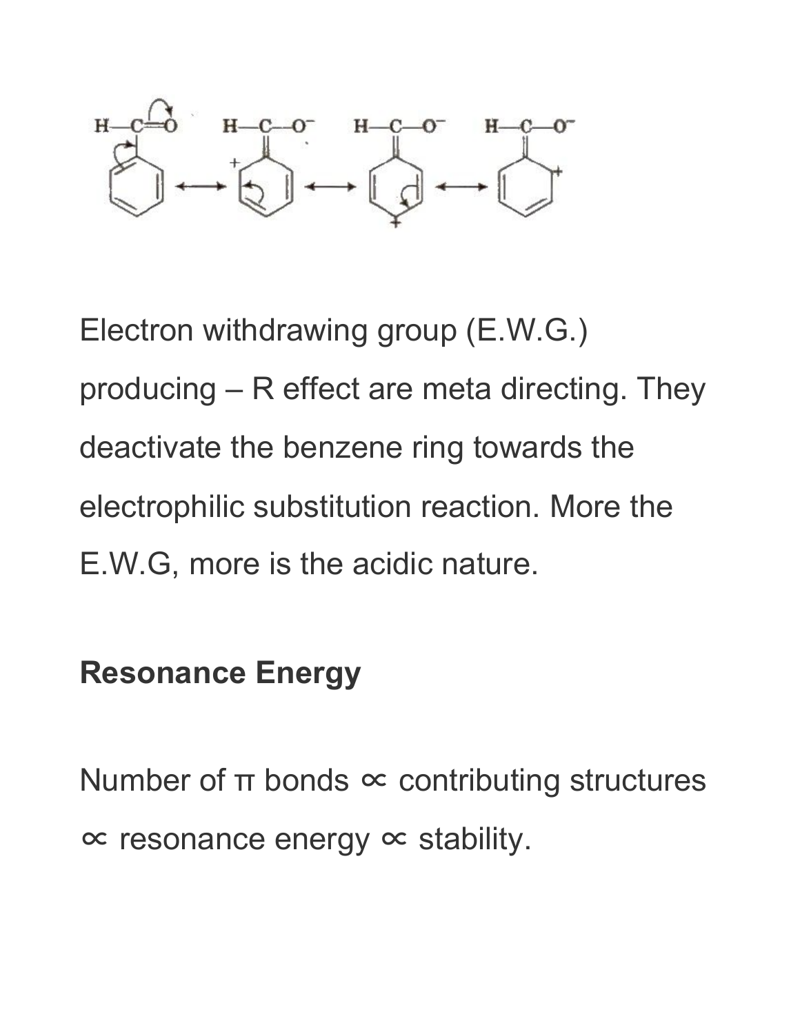Electron withdrawing group (E.W.G.) producing – R effect are meta directing. They deactivate the benzene ring towards the electrophilic substitution reaction. More the E.W.G, more is the acidic nature.

**Resonance Energy**

Number of π bonds ∝ contributing structures ∝ resonance energy ∝ stability.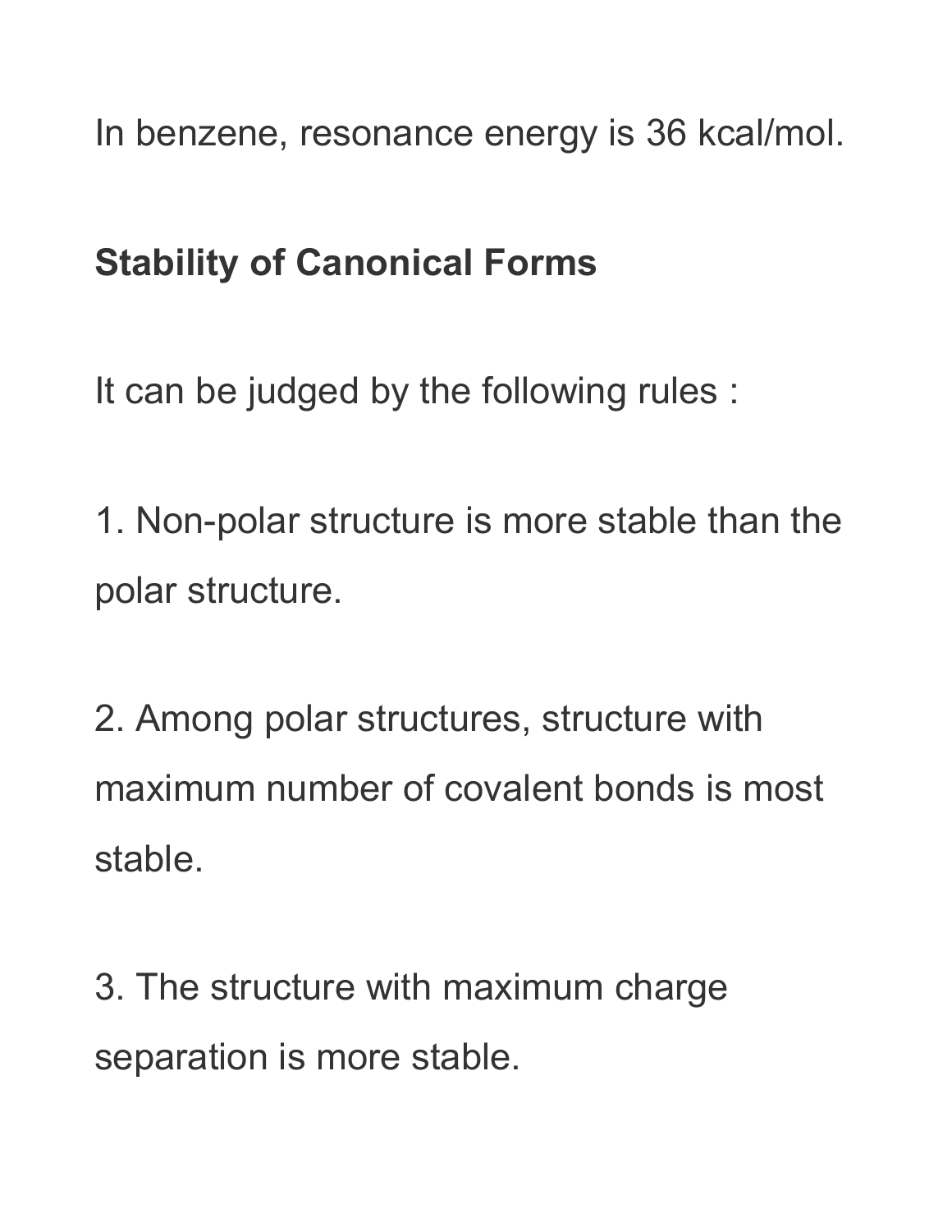In benzene, resonance energy is 36 kcal/mol.

**Stability of Canonical Forms**

It can be judged by the following rules :

1. Non-polar structure is more stable than the polar structure.

2. Among polar structures, structure with maximum number of covalent bonds is most stable.

3. The structure with maximum charge separation is more stable.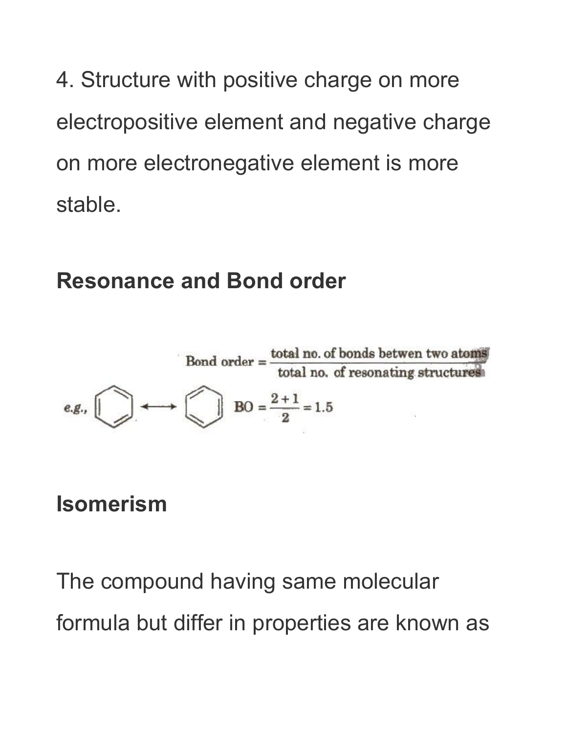4. Structure with positive charge on more electropositive element and negative charge on more electronegative element is more stable.

## Resonance and Bond order

$$\text{Bond order} = \frac{\text{total no. of bonds betwen two atoms}}{\text{total no. of resonating structures}}$$

*e.g.,* benzene ⟷ benzene $\quad BO = \frac{2+1}{2} = 1.5$

## Isomerism

The compound having same molecular formula but differ in properties are known as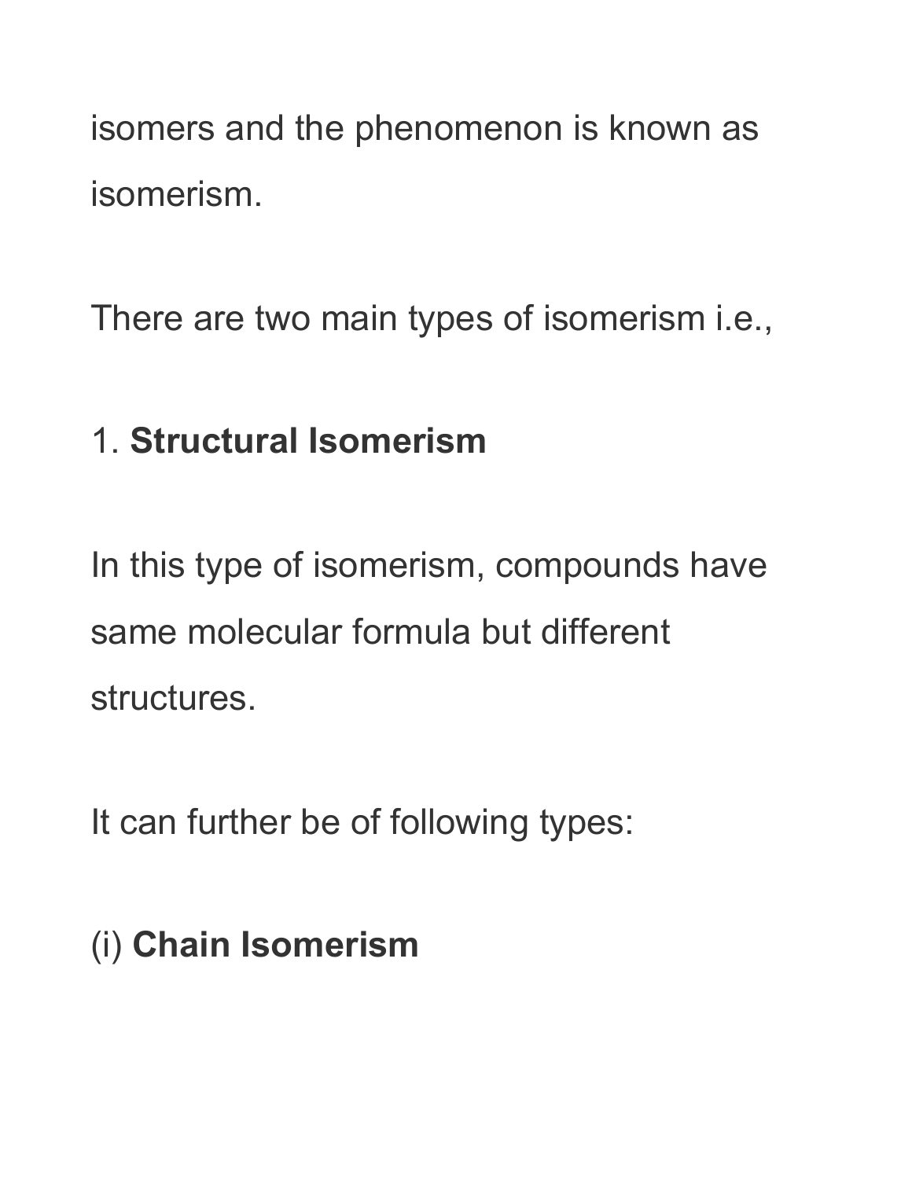isomers and the phenomenon is known as isomerism.

There are two main types of isomerism i.e.,

1. **Structural Isomerism**

In this type of isomerism, compounds have same molecular formula but different structures.

It can further be of following types:

(i) **Chain Isomerism**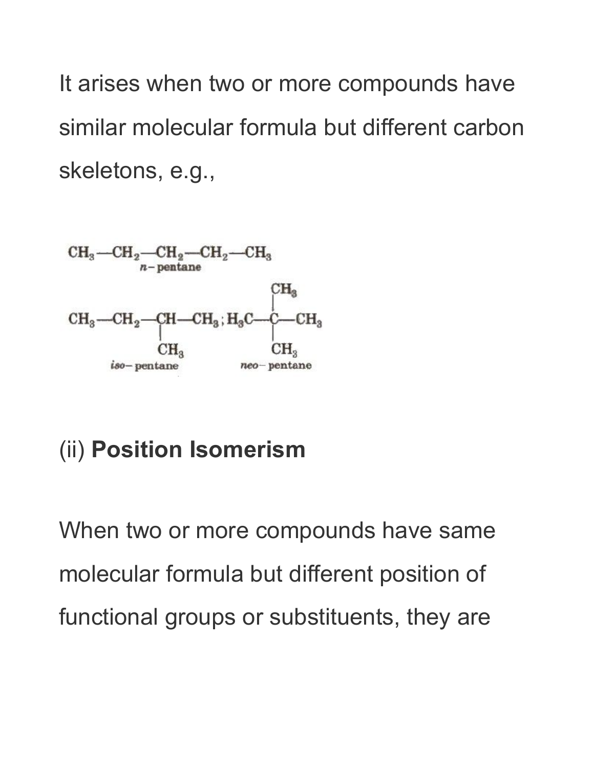It arises when two or more compounds have similar molecular formula but different carbon skeletons, e.g.,

$$CH_3-CH_2-CH_2-CH_2-CH_3$$

*n*-pentane

$$CH_3-CH_2-\underset{\displaystyle CH_3}{\underset{|}{CH}}-CH_3 \; ; \; H_3C-\overset{\displaystyle CH_3}{\overset{|}{\underset{\displaystyle CH_3}{\underset{|}{C}}}}-CH_3$$

*iso*-pentane, *neo*-pentane

(ii) **Position Isomerism**

When two or more compounds have same molecular formula but different position of functional groups or substituents, they are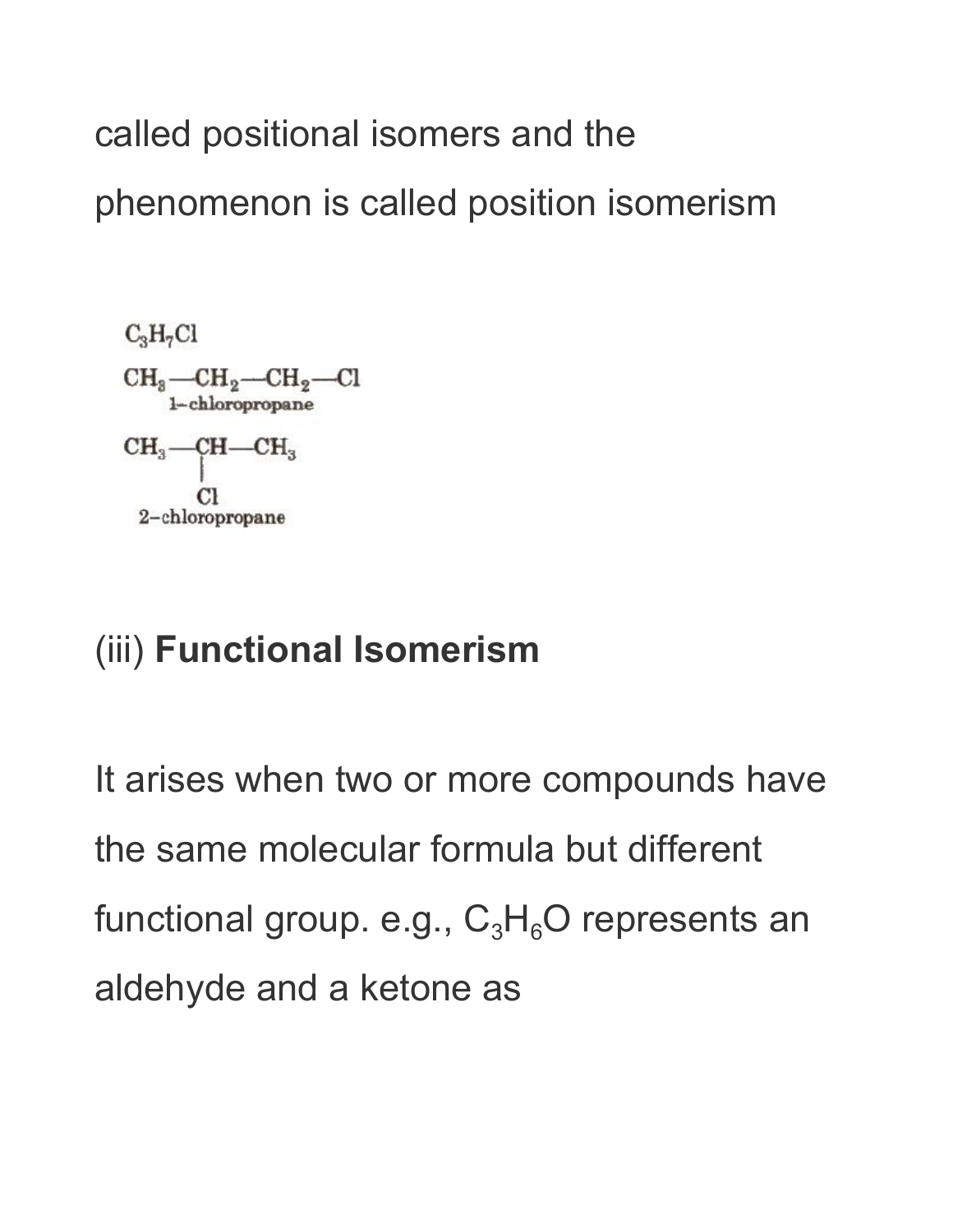called positional isomers and the phenomenon is called position isomerism

$C_3H_7Cl$

$CH_3—CH_2—CH_2—Cl$

1-chloropropane

$$\begin{array}{c} CH_3—CH—CH_3 \\ | \\ Cl \end{array}$$

2-chloropropane

(iii) **Functional Isomerism**

It arises when two or more compounds have the same molecular formula but different functional group. e.g., $C_3H_6O$ represents an aldehyde and a ketone as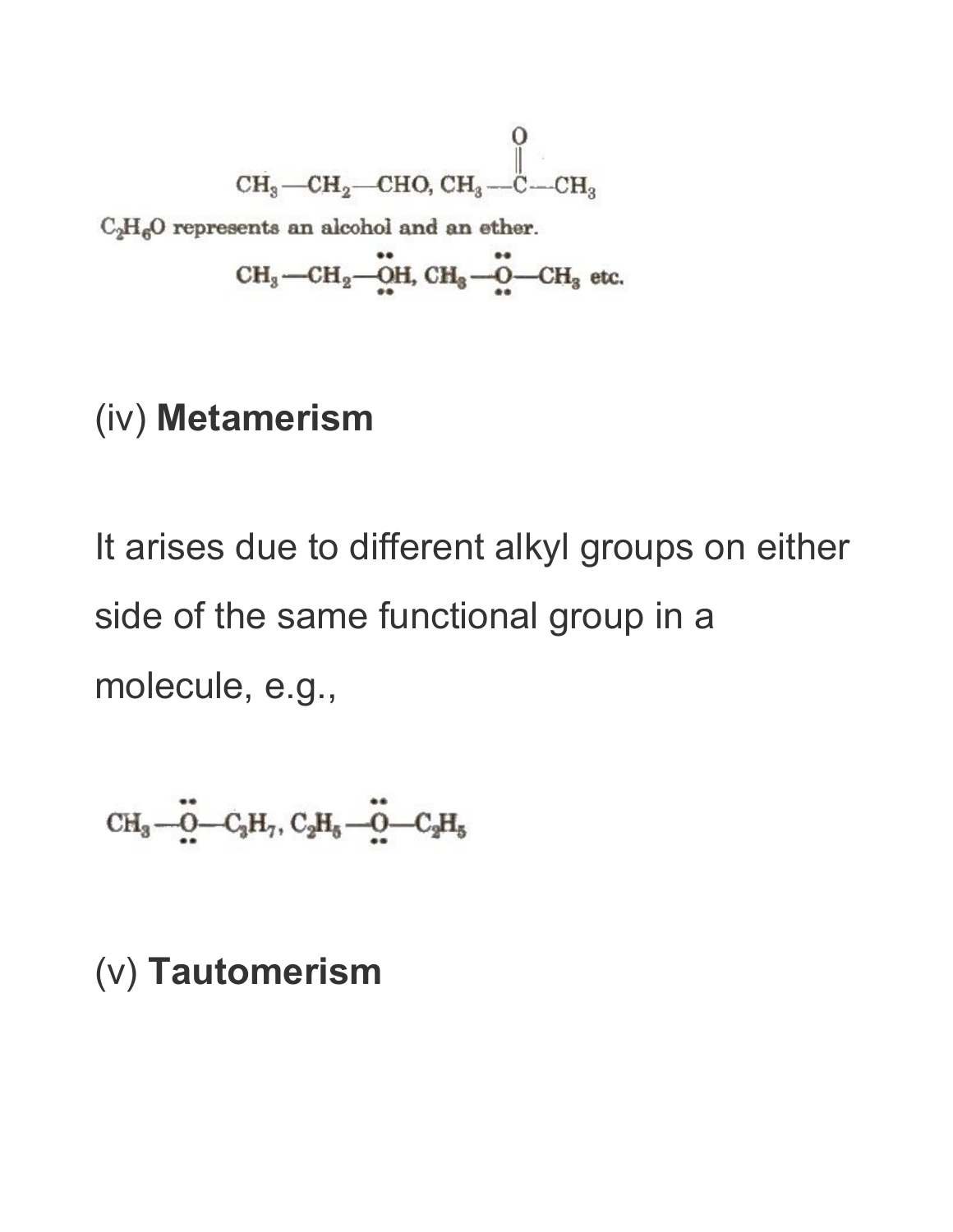$$CH_3-CH_2-CHO,\ CH_3-\overset{\overset{\displaystyle O}{\|}}{C}-CH_3$$

$C_2H_6O$ represents an alcohol and an ether.

$$CH_3-CH_2-\ddot{\underset{\cdot\cdot}{O}}H,\ CH_3-\ddot{\underset{\cdot\cdot}{O}}-CH_3 \text{ etc.}$$

(iv) **Metamerism**

It arises due to different alkyl groups on either side of the same functional group in a molecule, e.g.,

$$CH_3-\ddot{\underset{\cdot\cdot}{O}}-C_3H_7,\ C_2H_5-\ddot{\underset{\cdot\cdot}{O}}-C_2H_5$$

(v) **Tautomerism**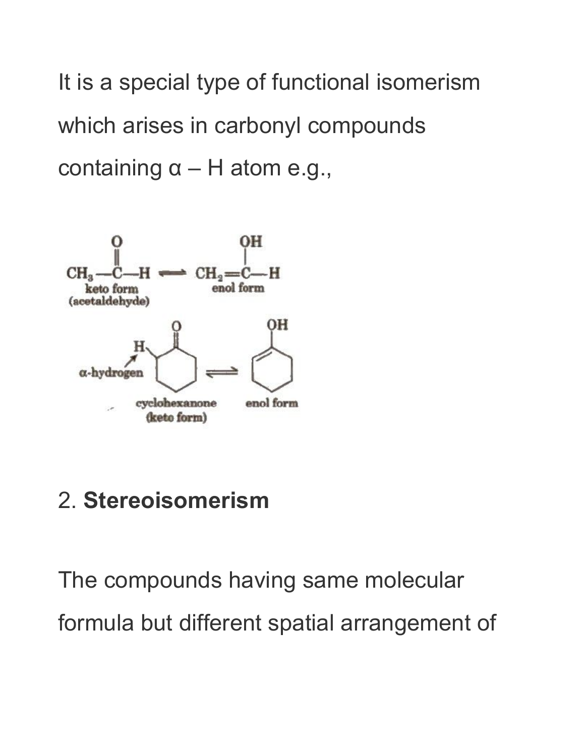It is a special type of functional isomerism which arises in carbonyl compounds containing α – H atom e.g.,

$$CH_3-\overset{O}{\overset{\|}{C}}-H \rightleftharpoons CH_2=\overset{OH}{\overset{|}{C}}-H$$

keto form (acetaldehyde) — enol form

α-hydrogen

cyclohexanone (keto form) ⇌ enol form

2. **Stereoisomerism**

The compounds having same molecular formula but different spatial arrangement of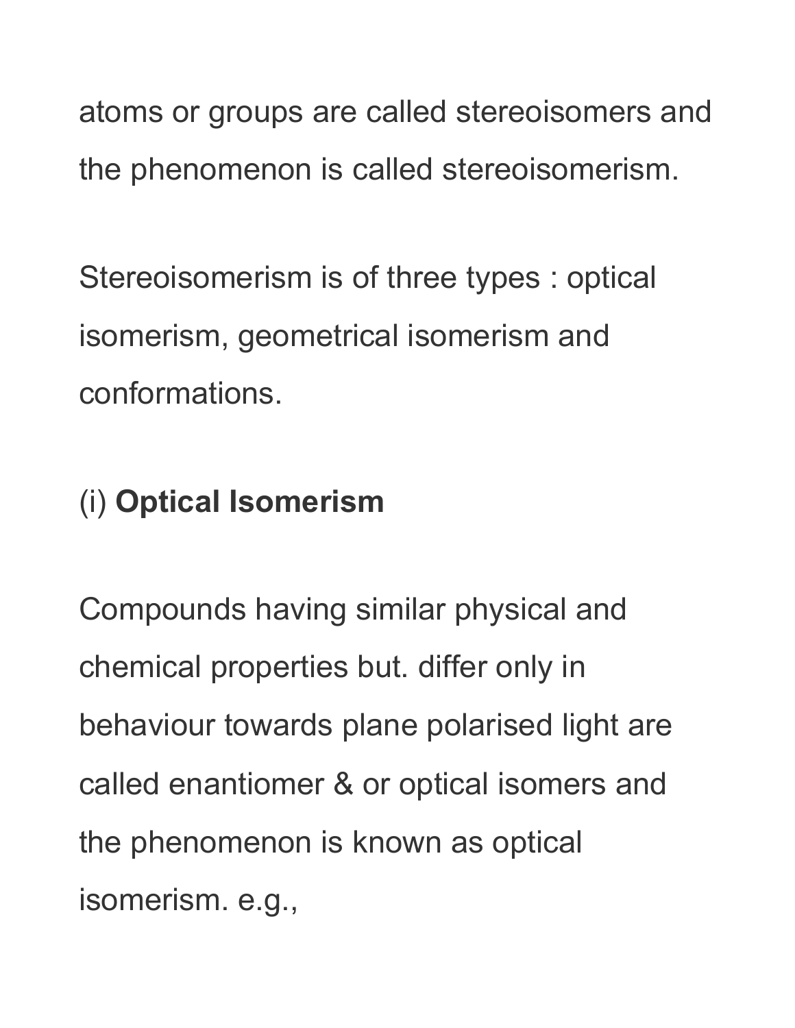atoms or groups are called stereoisomers and the phenomenon is called stereoisomerism.

Stereoisomerism is of three types : optical isomerism, geometrical isomerism and conformations.

(i) **Optical Isomerism**

Compounds having similar physical and chemical properties but. differ only in behaviour towards plane polarised light are called enantiomer & or optical isomers and the phenomenon is known as optical isomerism. e.g.,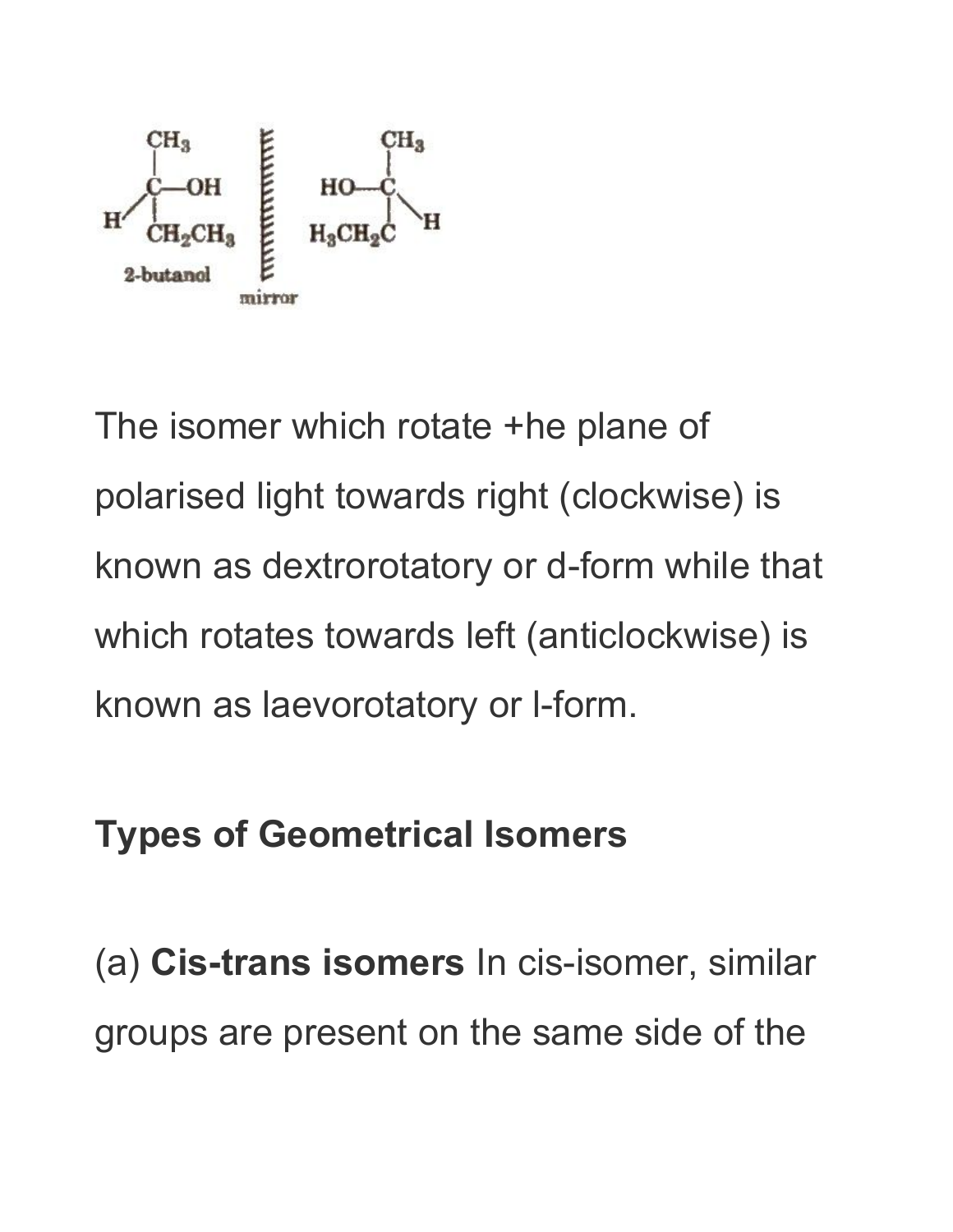2-butanol

mirror

The isomer which rotate +he plane of polarised light towards right (clockwise) is known as dextrorotatory or d-form while that which rotates towards left (anticlockwise) is known as laevorotatory or l-form.

**Types of Geometrical Isomers**

(a) **Cis-trans isomers** In cis-isomer, similar groups are present on the same side of the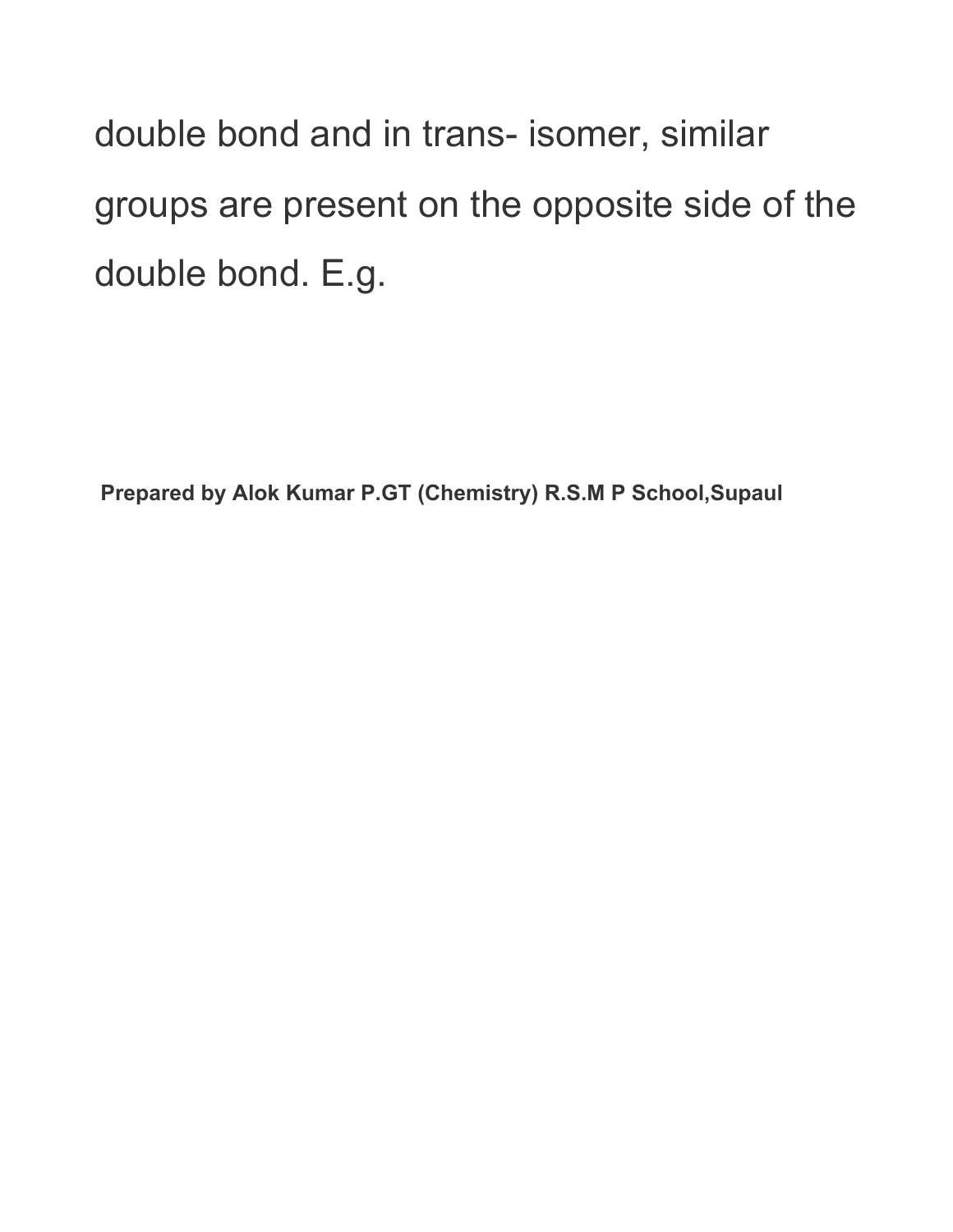double bond and in trans- isomer, similar groups are present on the opposite side of the double bond. E.g.